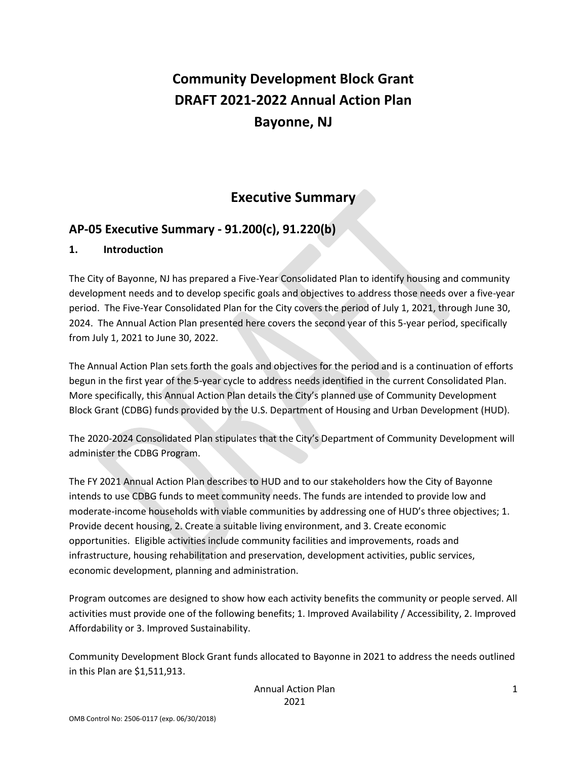# Community Development Block Grant
# DRAFT 2021-2022 Annual Action Plan
# Bayonne, NJ

## Executive Summary

## AP-05 Executive Summary - 91.200(c), 91.220(b)

### 1. Introduction

The City of Bayonne, NJ has prepared a Five-Year Consolidated Plan to identify housing and community development needs and to develop specific goals and objectives to address those needs over a five-year period. The Five-Year Consolidated Plan for the City covers the period of July 1, 2021, through June 30, 2024. The Annual Action Plan presented here covers the second year of this 5-year period, specifically from July 1, 2021 to June 30, 2022.

The Annual Action Plan sets forth the goals and objectives for the period and is a continuation of efforts begun in the first year of the 5-year cycle to address needs identified in the current Consolidated Plan. More specifically, this Annual Action Plan details the City's planned use of Community Development Block Grant (CDBG) funds provided by the U.S. Department of Housing and Urban Development (HUD).

The 2020-2024 Consolidated Plan stipulates that the City's Department of Community Development will administer the CDBG Program.

The FY 2021 Annual Action Plan describes to HUD and to our stakeholders how the City of Bayonne intends to use CDBG funds to meet community needs. The funds are intended to provide low and moderate-income households with viable communities by addressing one of HUD's three objectives; 1. Provide decent housing, 2. Create a suitable living environment, and 3. Create economic opportunities. Eligible activities include community facilities and improvements, roads and infrastructure, housing rehabilitation and preservation, development activities, public services, economic development, planning and administration.

Program outcomes are designed to show how each activity benefits the community or people served. All activities must provide one of the following benefits; 1. Improved Availability / Accessibility, 2. Improved Affordability or 3. Improved Sustainability.

Community Development Block Grant funds allocated to Bayonne in 2021 to address the needs outlined in this Plan are $1,511,913.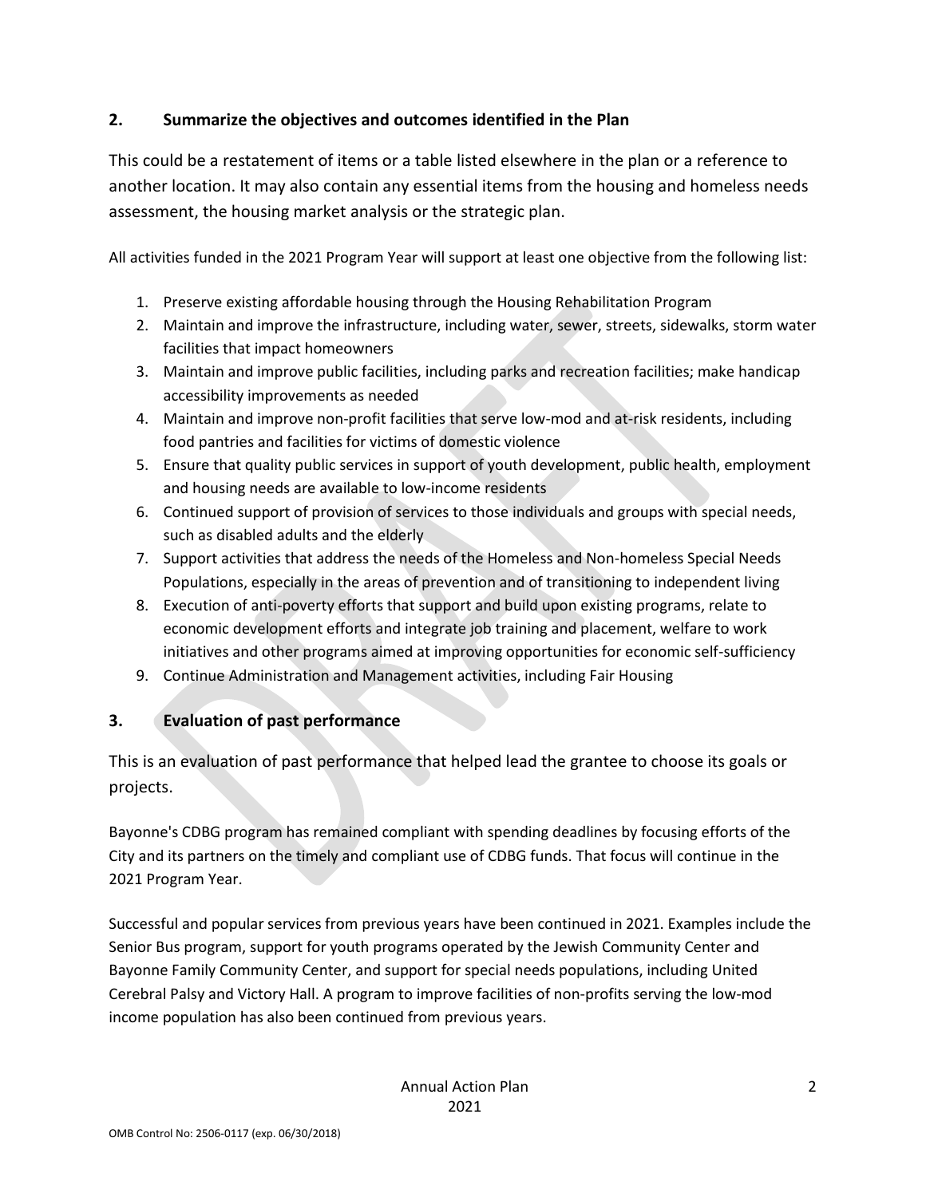## 2. Summarize the objectives and outcomes identified in the Plan

This could be a restatement of items or a table listed elsewhere in the plan or a reference to another location. It may also contain any essential items from the housing and homeless needs assessment, the housing market analysis or the strategic plan.

All activities funded in the 2021 Program Year will support at least one objective from the following list:

1. Preserve existing affordable housing through the Housing Rehabilitation Program
2. Maintain and improve the infrastructure, including water, sewer, streets, sidewalks, storm water facilities that impact homeowners
3. Maintain and improve public facilities, including parks and recreation facilities; make handicap accessibility improvements as needed
4. Maintain and improve non-profit facilities that serve low-mod and at-risk residents, including food pantries and facilities for victims of domestic violence
5. Ensure that quality public services in support of youth development, public health, employment and housing needs are available to low-income residents
6. Continued support of provision of services to those individuals and groups with special needs, such as disabled adults and the elderly
7. Support activities that address the needs of the Homeless and Non-homeless Special Needs Populations, especially in the areas of prevention and of transitioning to independent living
8. Execution of anti-poverty efforts that support and build upon existing programs, relate to economic development efforts and integrate job training and placement, welfare to work initiatives and other programs aimed at improving opportunities for economic self-sufficiency
9. Continue Administration and Management activities, including Fair Housing

## 3. Evaluation of past performance

This is an evaluation of past performance that helped lead the grantee to choose its goals or projects.

Bayonne's CDBG program has remained compliant with spending deadlines by focusing efforts of the City and its partners on the timely and compliant use of CDBG funds. That focus will continue in the 2021 Program Year.

Successful and popular services from previous years have been continued in 2021. Examples include the Senior Bus program, support for youth programs operated by the Jewish Community Center and Bayonne Family Community Center, and support for special needs populations, including United Cerebral Palsy and Victory Hall. A program to improve facilities of non-profits serving the low-mod income population has also been continued from previous years.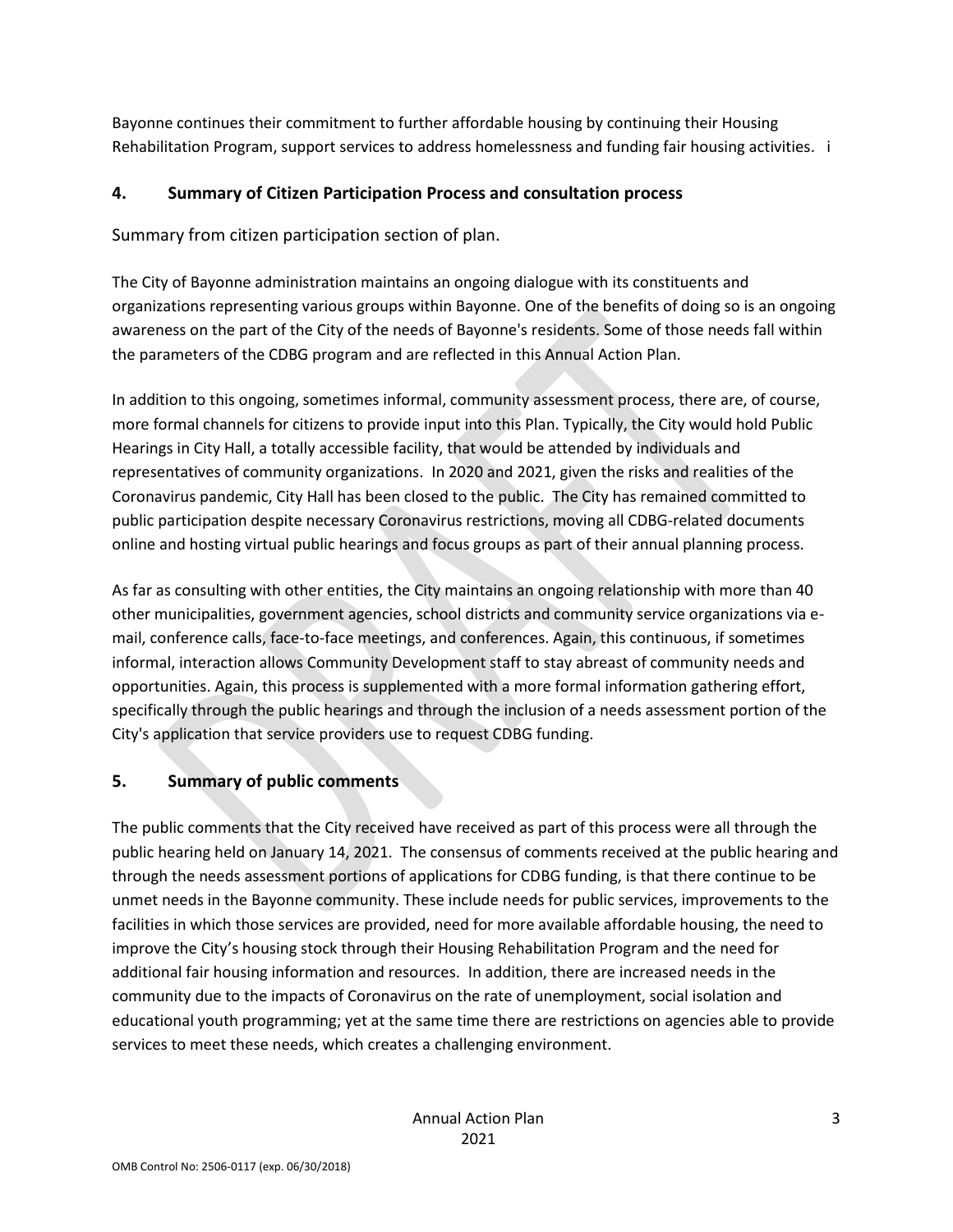Bayonne continues their commitment to further affordable housing by continuing their Housing Rehabilitation Program, support services to address homelessness and funding fair housing activities. i

## 4. Summary of Citizen Participation Process and consultation process

Summary from citizen participation section of plan.

The City of Bayonne administration maintains an ongoing dialogue with its constituents and organizations representing various groups within Bayonne. One of the benefits of doing so is an ongoing awareness on the part of the City of the needs of Bayonne's residents. Some of those needs fall within the parameters of the CDBG program and are reflected in this Annual Action Plan.

In addition to this ongoing, sometimes informal, community assessment process, there are, of course, more formal channels for citizens to provide input into this Plan. Typically, the City would hold Public Hearings in City Hall, a totally accessible facility, that would be attended by individuals and representatives of community organizations. In 2020 and 2021, given the risks and realities of the Coronavirus pandemic, City Hall has been closed to the public. The City has remained committed to public participation despite necessary Coronavirus restrictions, moving all CDBG-related documents online and hosting virtual public hearings and focus groups as part of their annual planning process.

As far as consulting with other entities, the City maintains an ongoing relationship with more than 40 other municipalities, government agencies, school districts and community service organizations via e-mail, conference calls, face-to-face meetings, and conferences. Again, this continuous, if sometimes informal, interaction allows Community Development staff to stay abreast of community needs and opportunities. Again, this process is supplemented with a more formal information gathering effort, specifically through the public hearings and through the inclusion of a needs assessment portion of the City's application that service providers use to request CDBG funding.

## 5. Summary of public comments

The public comments that the City received have received as part of this process were all through the public hearing held on January 14, 2021. The consensus of comments received at the public hearing and through the needs assessment portions of applications for CDBG funding, is that there continue to be unmet needs in the Bayonne community. These include needs for public services, improvements to the facilities in which those services are provided, need for more available affordable housing, the need to improve the City's housing stock through their Housing Rehabilitation Program and the need for additional fair housing information and resources. In addition, there are increased needs in the community due to the impacts of Coronavirus on the rate of unemployment, social isolation and educational youth programming; yet at the same time there are restrictions on agencies able to provide services to meet these needs, which creates a challenging environment.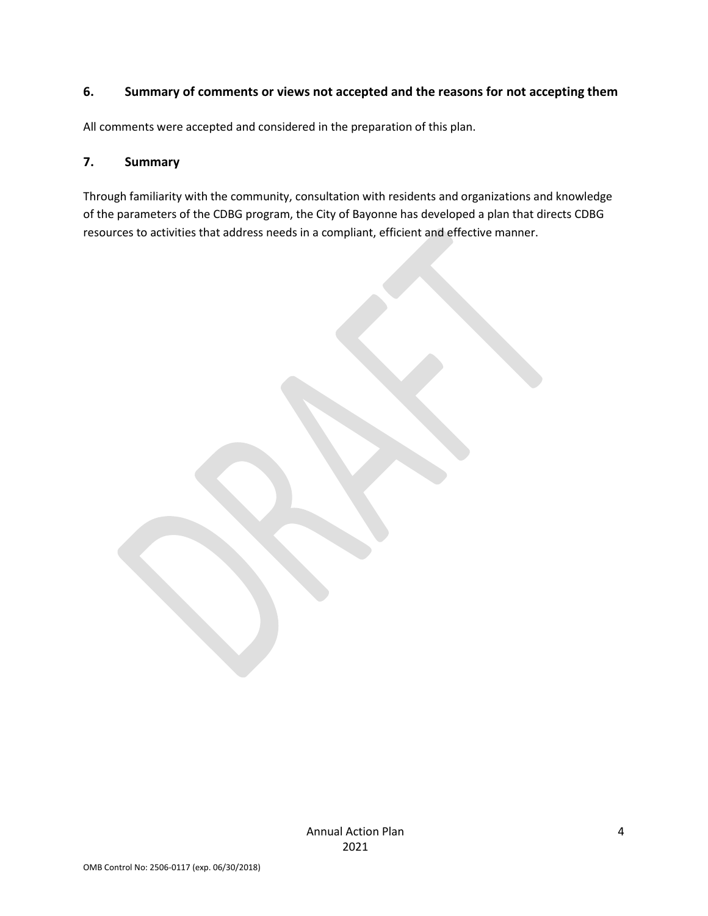## 6. Summary of comments or views not accepted and the reasons for not accepting them

All comments were accepted and considered in the preparation of this plan.

## 7. Summary

Through familiarity with the community, consultation with residents and organizations and knowledge of the parameters of the CDBG program, the City of Bayonne has developed a plan that directs CDBG resources to activities that address needs in a compliant, efficient and effective manner.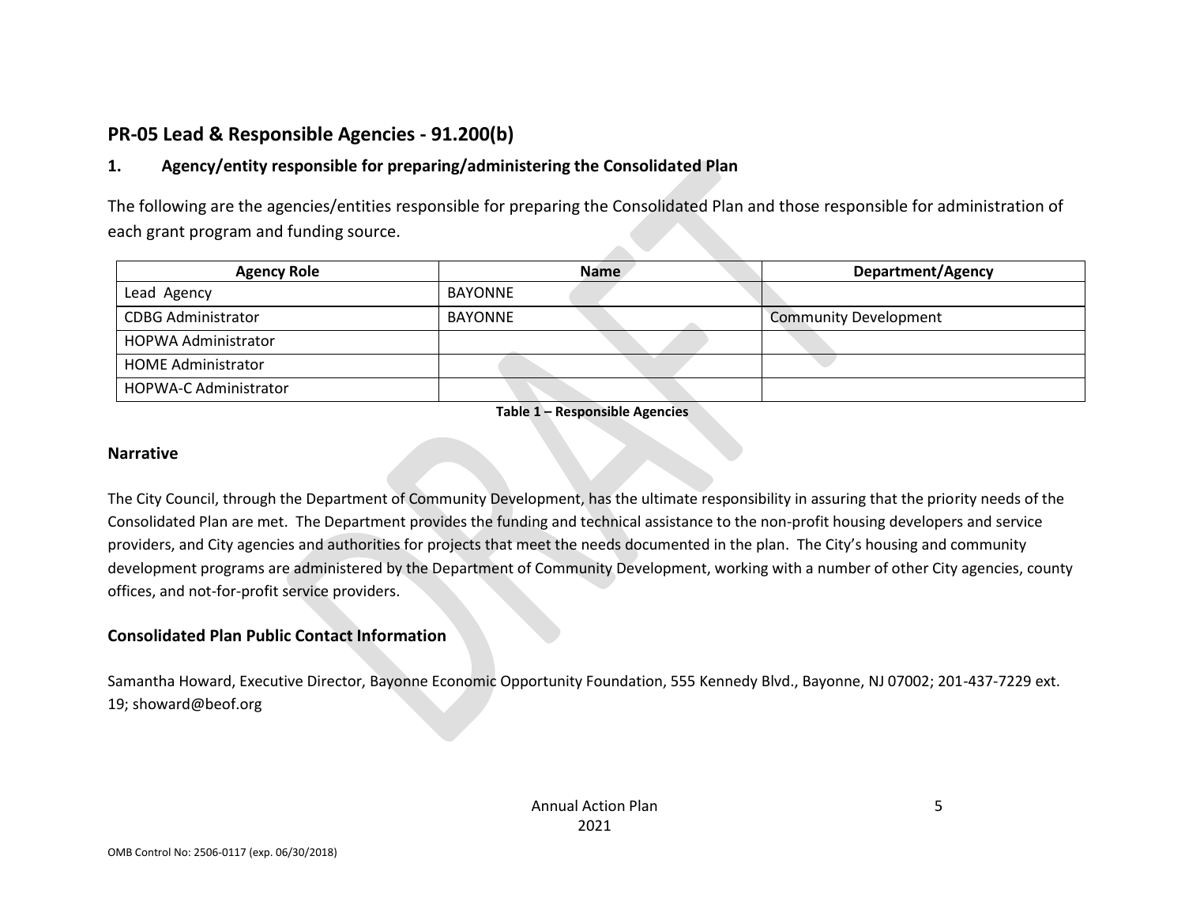## PR-05 Lead & Responsible Agencies - 91.200(b)

### 1. Agency/entity responsible for preparing/administering the Consolidated Plan

The following are the agencies/entities responsible for preparing the Consolidated Plan and those responsible for administration of each grant program and funding source.

| Agency Role | Name | Department/Agency |
|---|---|---|
| Lead Agency | BAYONNE | |
| CDBG Administrator | BAYONNE | Community Development |
| HOPWA Administrator | | |
| HOME Administrator | | |
| HOPWA-C Administrator | | |

**Table 1 – Responsible Agencies**

### Narrative

The City Council, through the Department of Community Development, has the ultimate responsibility in assuring that the priority needs of the Consolidated Plan are met. The Department provides the funding and technical assistance to the non-profit housing developers and service providers, and City agencies and authorities for projects that meet the needs documented in the plan. The City's housing and community development programs are administered by the Department of Community Development, working with a number of other City agencies, county offices, and not-for-profit service providers.

### Consolidated Plan Public Contact Information

Samantha Howard, Executive Director, Bayonne Economic Opportunity Foundation, 555 Kennedy Blvd., Bayonne, NJ 07002; 201-437-7229 ext. 19; showard@beof.org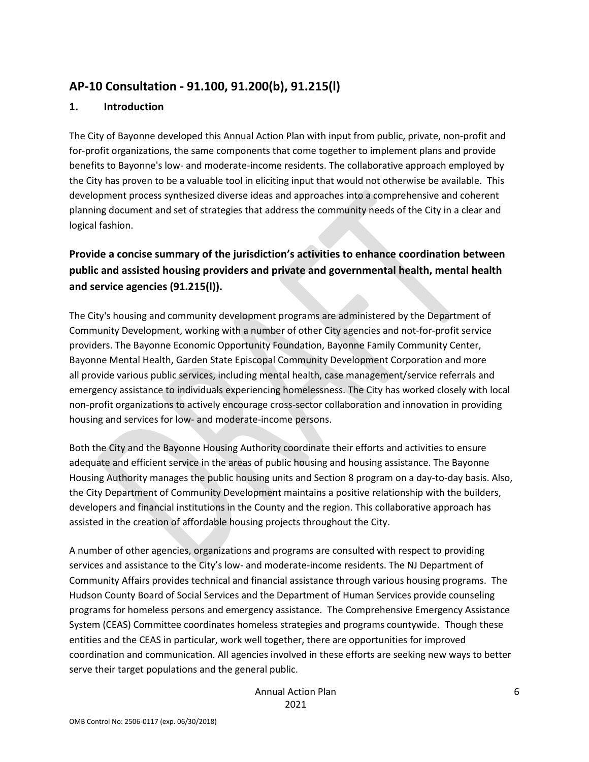## AP-10 Consultation - 91.100, 91.200(b), 91.215(l)

### 1. Introduction

The City of Bayonne developed this Annual Action Plan with input from public, private, non-profit and for-profit organizations, the same components that come together to implement plans and provide benefits to Bayonne's low- and moderate-income residents. The collaborative approach employed by the City has proven to be a valuable tool in eliciting input that would not otherwise be available. This development process synthesized diverse ideas and approaches into a comprehensive and coherent planning document and set of strategies that address the community needs of the City in a clear and logical fashion.

### Provide a concise summary of the jurisdiction's activities to enhance coordination between public and assisted housing providers and private and governmental health, mental health and service agencies (91.215(l)).

The City's housing and community development programs are administered by the Department of Community Development, working with a number of other City agencies and not-for-profit service providers. The Bayonne Economic Opportunity Foundation, Bayonne Family Community Center, Bayonne Mental Health, Garden State Episcopal Community Development Corporation and more all provide various public services, including mental health, case management/service referrals and emergency assistance to individuals experiencing homelessness. The City has worked closely with local non-profit organizations to actively encourage cross-sector collaboration and innovation in providing housing and services for low- and moderate-income persons.

Both the City and the Bayonne Housing Authority coordinate their efforts and activities to ensure adequate and efficient service in the areas of public housing and housing assistance. The Bayonne Housing Authority manages the public housing units and Section 8 program on a day-to-day basis. Also, the City Department of Community Development maintains a positive relationship with the builders, developers and financial institutions in the County and the region. This collaborative approach has assisted in the creation of affordable housing projects throughout the City.

A number of other agencies, organizations and programs are consulted with respect to providing services and assistance to the City's low- and moderate-income residents. The NJ Department of Community Affairs provides technical and financial assistance through various housing programs. The Hudson County Board of Social Services and the Department of Human Services provide counseling programs for homeless persons and emergency assistance. The Comprehensive Emergency Assistance System (CEAS) Committee coordinates homeless strategies and programs countywide. Though these entities and the CEAS in particular, work well together, there are opportunities for improved coordination and communication. All agencies involved in these efforts are seeking new ways to better serve their target populations and the general public.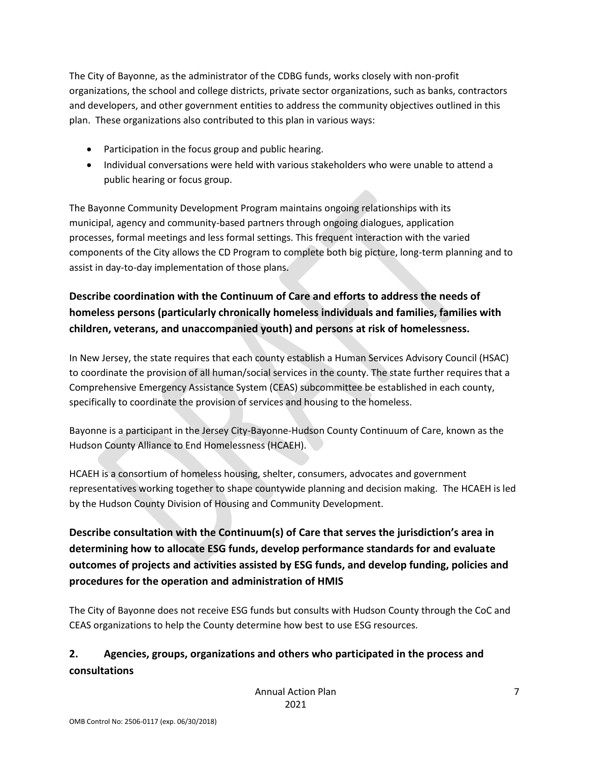The City of Bayonne, as the administrator of the CDBG funds, works closely with non-profit organizations, the school and college districts, private sector organizations, such as banks, contractors and developers, and other government entities to address the community objectives outlined in this plan. These organizations also contributed to this plan in various ways:

- Participation in the focus group and public hearing.
- Individual conversations were held with various stakeholders who were unable to attend a public hearing or focus group.

The Bayonne Community Development Program maintains ongoing relationships with its municipal, agency and community-based partners through ongoing dialogues, application processes, formal meetings and less formal settings. This frequent interaction with the varied components of the City allows the CD Program to complete both big picture, long-term planning and to assist in day-to-day implementation of those plans.

### Describe coordination with the Continuum of Care and efforts to address the needs of homeless persons (particularly chronically homeless individuals and families, families with children, veterans, and unaccompanied youth) and persons at risk of homelessness.

In New Jersey, the state requires that each county establish a Human Services Advisory Council (HSAC) to coordinate the provision of all human/social services in the county. The state further requires that a Comprehensive Emergency Assistance System (CEAS) subcommittee be established in each county, specifically to coordinate the provision of services and housing to the homeless.

Bayonne is a participant in the Jersey City-Bayonne-Hudson County Continuum of Care, known as the Hudson County Alliance to End Homelessness (HCAEH).

HCAEH is a consortium of homeless housing, shelter, consumers, advocates and government representatives working together to shape countywide planning and decision making. The HCAEH is led by the Hudson County Division of Housing and Community Development.

### Describe consultation with the Continuum(s) of Care that serves the jurisdiction's area in determining how to allocate ESG funds, develop performance standards for and evaluate outcomes of projects and activities assisted by ESG funds, and develop funding, policies and procedures for the operation and administration of HMIS

The City of Bayonne does not receive ESG funds but consults with Hudson County through the CoC and CEAS organizations to help the County determine how best to use ESG resources.

## 2. Agencies, groups, organizations and others who participated in the process and consultations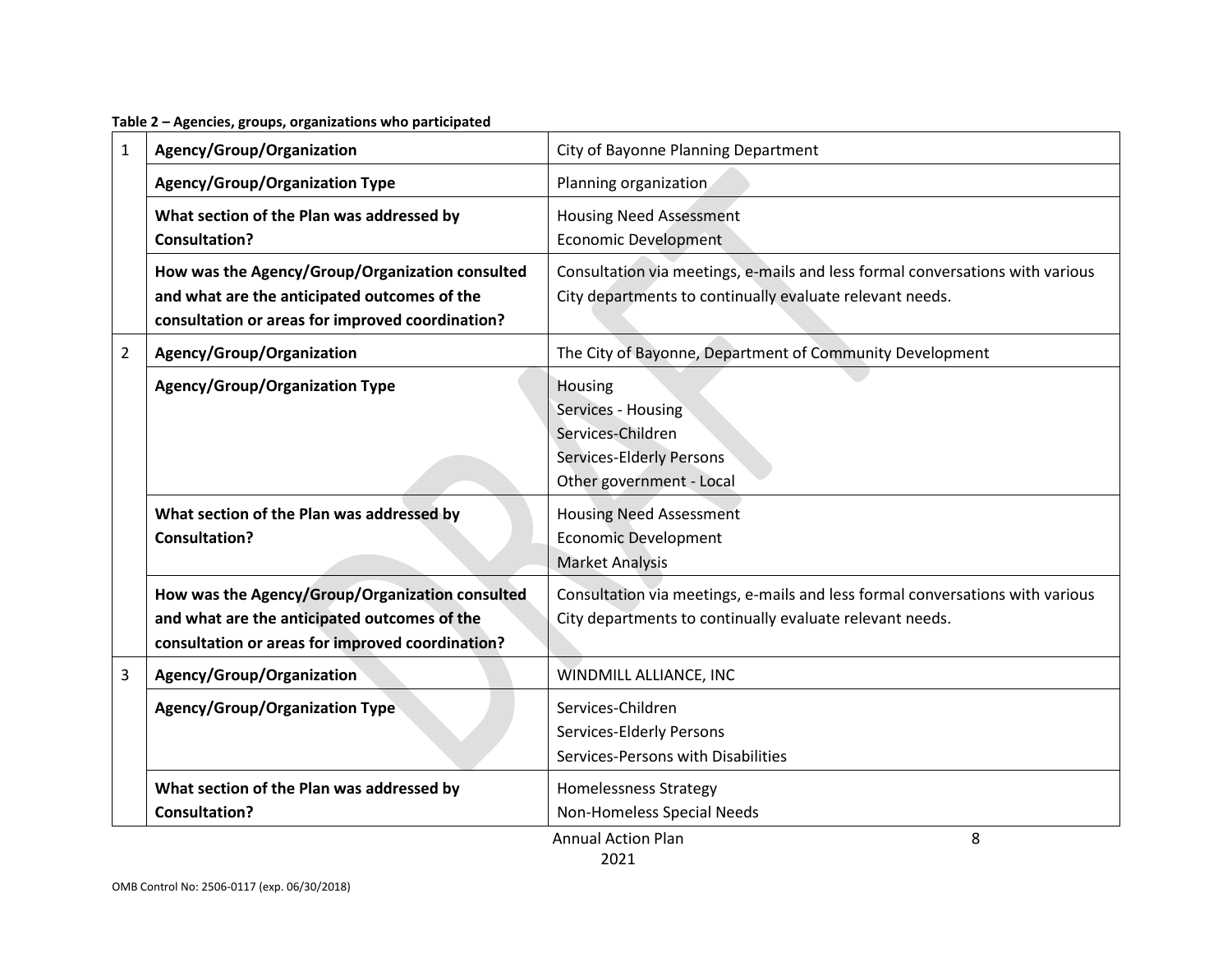**Table 2 – Agencies, groups, organizations who participated**

| | | |
|---|---|---|
| 1 | **Agency/Group/Organization** | City of Bayonne Planning Department |
| | **Agency/Group/Organization Type** | Planning organization |
| | **What section of the Plan was addressed by Consultation?** | Housing Need Assessment<br>Economic Development |
| | **How was the Agency/Group/Organization consulted and what are the anticipated outcomes of the consultation or areas for improved coordination?** | Consultation via meetings, e-mails and less formal conversations with various City departments to continually evaluate relevant needs. |
| 2 | **Agency/Group/Organization** | The City of Bayonne, Department of Community Development |
| | **Agency/Group/Organization Type** | Housing<br>Services - Housing<br>Services-Children<br>Services-Elderly Persons<br>Other government - Local |
| | **What section of the Plan was addressed by Consultation?** | Housing Need Assessment<br>Economic Development<br>Market Analysis |
| | **How was the Agency/Group/Organization consulted and what are the anticipated outcomes of the consultation or areas for improved coordination?** | Consultation via meetings, e-mails and less formal conversations with various City departments to continually evaluate relevant needs. |
| 3 | **Agency/Group/Organization** | WINDMILL ALLIANCE, INC |
| | **Agency/Group/Organization Type** | Services-Children<br>Services-Elderly Persons<br>Services-Persons with Disabilities |
| | **What section of the Plan was addressed by Consultation?** | Homelessness Strategy<br>Non-Homeless Special Needs |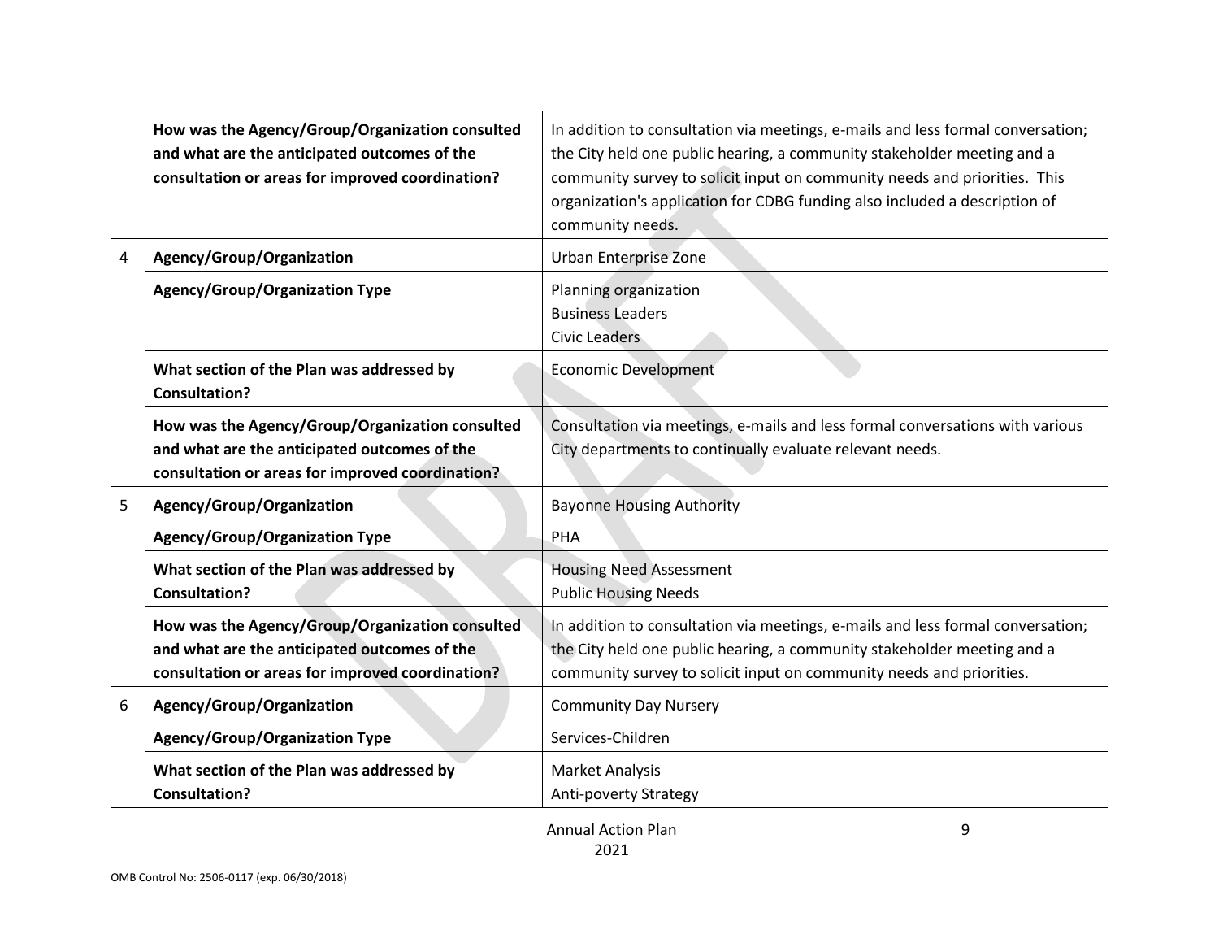| | | |
|---|---|---|
| | **How was the Agency/Group/Organization consulted and what are the anticipated outcomes of the consultation or areas for improved coordination?** | In addition to consultation via meetings, e-mails and less formal conversation; the City held one public hearing, a community stakeholder meeting and a community survey to solicit input on community needs and priorities. This organization's application for CDBG funding also included a description of community needs. |
| 4 | **Agency/Group/Organization** | Urban Enterprise Zone |
| | **Agency/Group/Organization Type** | Planning organization<br>Business Leaders<br>Civic Leaders |
| | **What section of the Plan was addressed by Consultation?** | Economic Development |
| | **How was the Agency/Group/Organization consulted and what are the anticipated outcomes of the consultation or areas for improved coordination?** | Consultation via meetings, e-mails and less formal conversations with various City departments to continually evaluate relevant needs. |
| 5 | **Agency/Group/Organization** | Bayonne Housing Authority |
| | **Agency/Group/Organization Type** | PHA |
| | **What section of the Plan was addressed by Consultation?** | Housing Need Assessment<br>Public Housing Needs |
| | **How was the Agency/Group/Organization consulted and what are the anticipated outcomes of the consultation or areas for improved coordination?** | In addition to consultation via meetings, e-mails and less formal conversation; the City held one public hearing, a community stakeholder meeting and a community survey to solicit input on community needs and priorities. |
| 6 | **Agency/Group/Organization** | Community Day Nursery |
| | **Agency/Group/Organization Type** | Services-Children |
| | **What section of the Plan was addressed by Consultation?** | Market Analysis<br>Anti-poverty Strategy |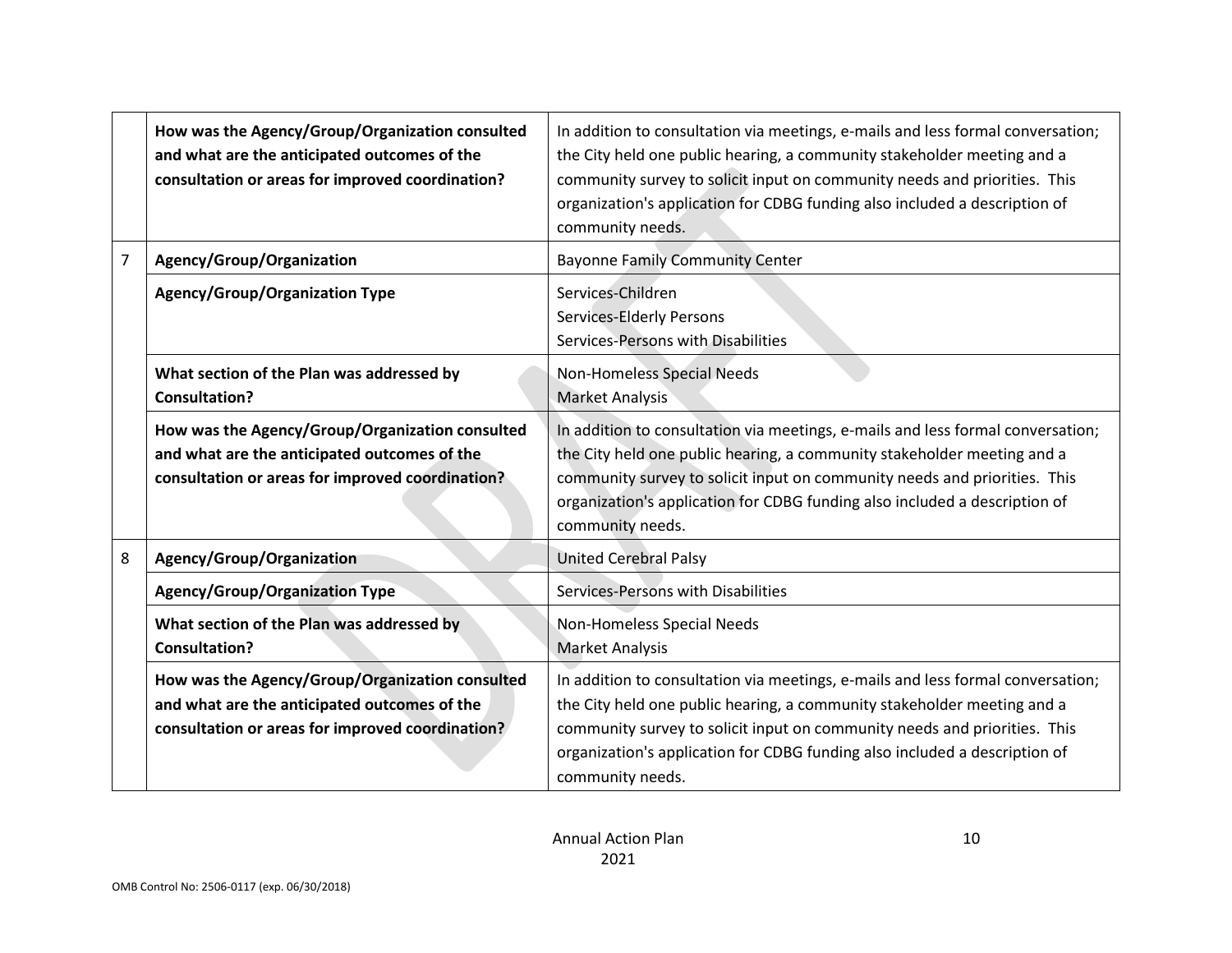| | | |
|---|---|---|
| | **How was the Agency/Group/Organization consulted and what are the anticipated outcomes of the consultation or areas for improved coordination?** | In addition to consultation via meetings, e-mails and less formal conversation; the City held one public hearing, a community stakeholder meeting and a community survey to solicit input on community needs and priorities. This organization's application for CDBG funding also included a description of community needs. |
| 7 | **Agency/Group/Organization** | Bayonne Family Community Center |
| | **Agency/Group/Organization Type** | Services-Children<br>Services-Elderly Persons<br>Services-Persons with Disabilities |
| | **What section of the Plan was addressed by Consultation?** | Non-Homeless Special Needs<br>Market Analysis |
| | **How was the Agency/Group/Organization consulted and what are the anticipated outcomes of the consultation or areas for improved coordination?** | In addition to consultation via meetings, e-mails and less formal conversation; the City held one public hearing, a community stakeholder meeting and a community survey to solicit input on community needs and priorities. This organization's application for CDBG funding also included a description of community needs. |
| 8 | **Agency/Group/Organization** | United Cerebral Palsy |
| | **Agency/Group/Organization Type** | Services-Persons with Disabilities |
| | **What section of the Plan was addressed by Consultation?** | Non-Homeless Special Needs<br>Market Analysis |
| | **How was the Agency/Group/Organization consulted and what are the anticipated outcomes of the consultation or areas for improved coordination?** | In addition to consultation via meetings, e-mails and less formal conversation; the City held one public hearing, a community stakeholder meeting and a community survey to solicit input on community needs and priorities. This organization's application for CDBG funding also included a description of community needs. |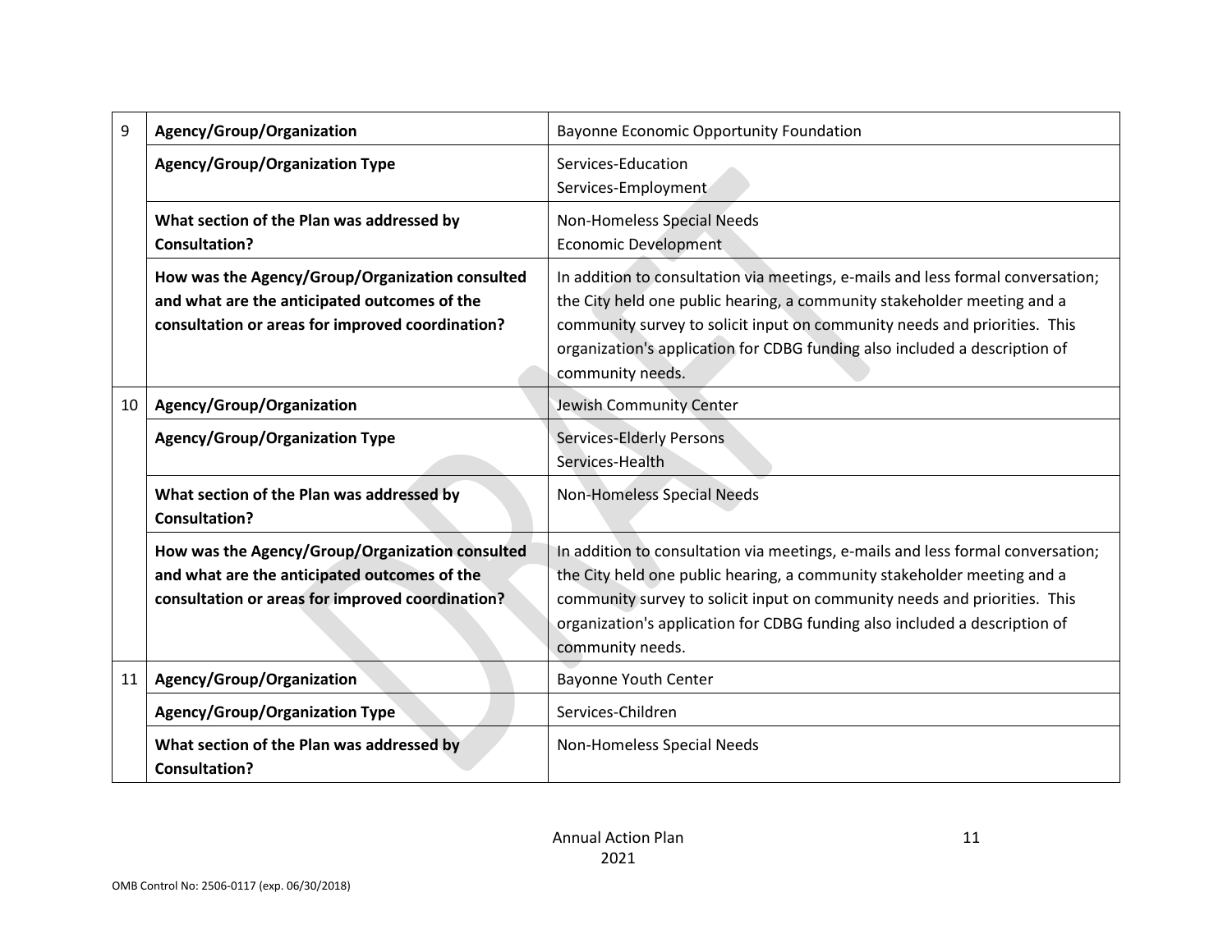| | | |
|---|---|---|
| 9 | **Agency/Group/Organization** | Bayonne Economic Opportunity Foundation |
| | **Agency/Group/Organization Type** | Services-Education<br>Services-Employment |
| | **What section of the Plan was addressed by Consultation?** | Non-Homeless Special Needs<br>Economic Development |
| | **How was the Agency/Group/Organization consulted and what are the anticipated outcomes of the consultation or areas for improved coordination?** | In addition to consultation via meetings, e-mails and less formal conversation; the City held one public hearing, a community stakeholder meeting and a community survey to solicit input on community needs and priorities. This organization's application for CDBG funding also included a description of community needs. |
| 10 | **Agency/Group/Organization** | Jewish Community Center |
| | **Agency/Group/Organization Type** | Services-Elderly Persons<br>Services-Health |
| | **What section of the Plan was addressed by Consultation?** | Non-Homeless Special Needs |
| | **How was the Agency/Group/Organization consulted and what are the anticipated outcomes of the consultation or areas for improved coordination?** | In addition to consultation via meetings, e-mails and less formal conversation; the City held one public hearing, a community stakeholder meeting and a community survey to solicit input on community needs and priorities. This organization's application for CDBG funding also included a description of community needs. |
| 11 | **Agency/Group/Organization** | Bayonne Youth Center |
| | **Agency/Group/Organization Type** | Services-Children |
| | **What section of the Plan was addressed by Consultation?** | Non-Homeless Special Needs |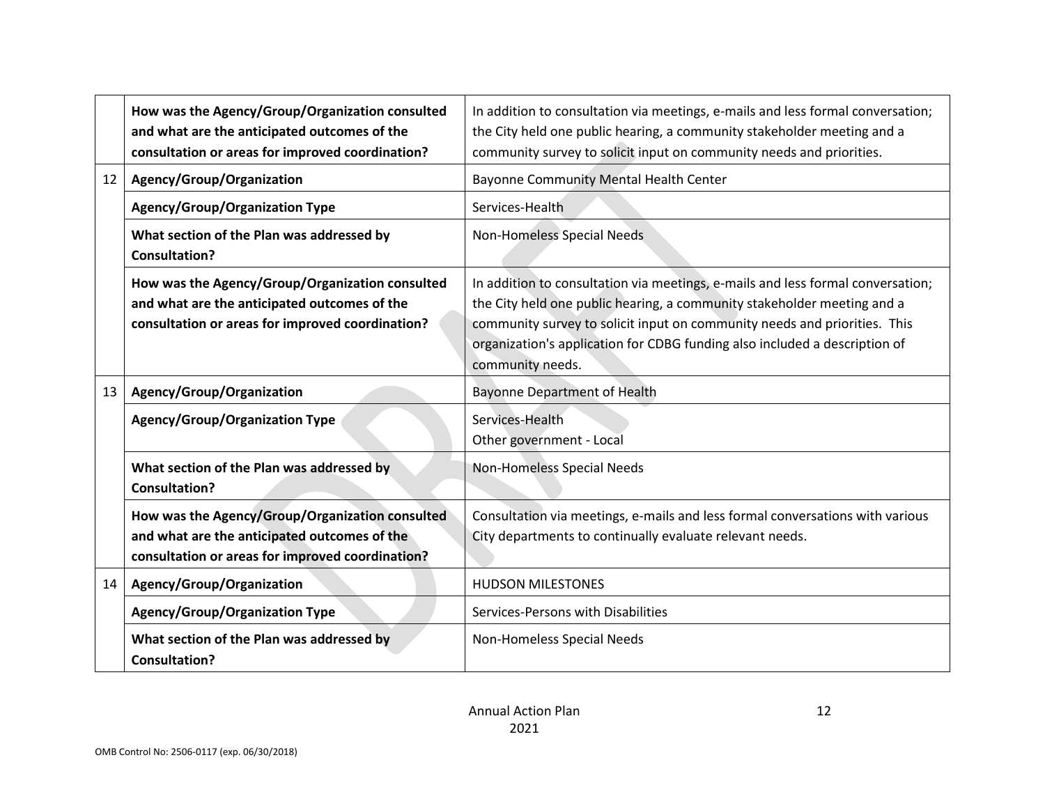| | | |
|---|---|---|
| | **How was the Agency/Group/Organization consulted and what are the anticipated outcomes of the consultation or areas for improved coordination?** | In addition to consultation via meetings, e-mails and less formal conversation; the City held one public hearing, a community stakeholder meeting and a community survey to solicit input on community needs and priorities. |
| 12 | **Agency/Group/Organization** | Bayonne Community Mental Health Center |
| | **Agency/Group/Organization Type** | Services-Health |
| | **What section of the Plan was addressed by Consultation?** | Non-Homeless Special Needs |
| | **How was the Agency/Group/Organization consulted and what are the anticipated outcomes of the consultation or areas for improved coordination?** | In addition to consultation via meetings, e-mails and less formal conversation; the City held one public hearing, a community stakeholder meeting and a community survey to solicit input on community needs and priorities. This organization's application for CDBG funding also included a description of community needs. |
| 13 | **Agency/Group/Organization** | Bayonne Department of Health |
| | **Agency/Group/Organization Type** | Services-Health<br>Other government - Local |
| | **What section of the Plan was addressed by Consultation?** | Non-Homeless Special Needs |
| | **How was the Agency/Group/Organization consulted and what are the anticipated outcomes of the consultation or areas for improved coordination?** | Consultation via meetings, e-mails and less formal conversations with various City departments to continually evaluate relevant needs. |
| 14 | **Agency/Group/Organization** | HUDSON MILESTONES |
| | **Agency/Group/Organization Type** | Services-Persons with Disabilities |
| | **What section of the Plan was addressed by Consultation?** | Non-Homeless Special Needs |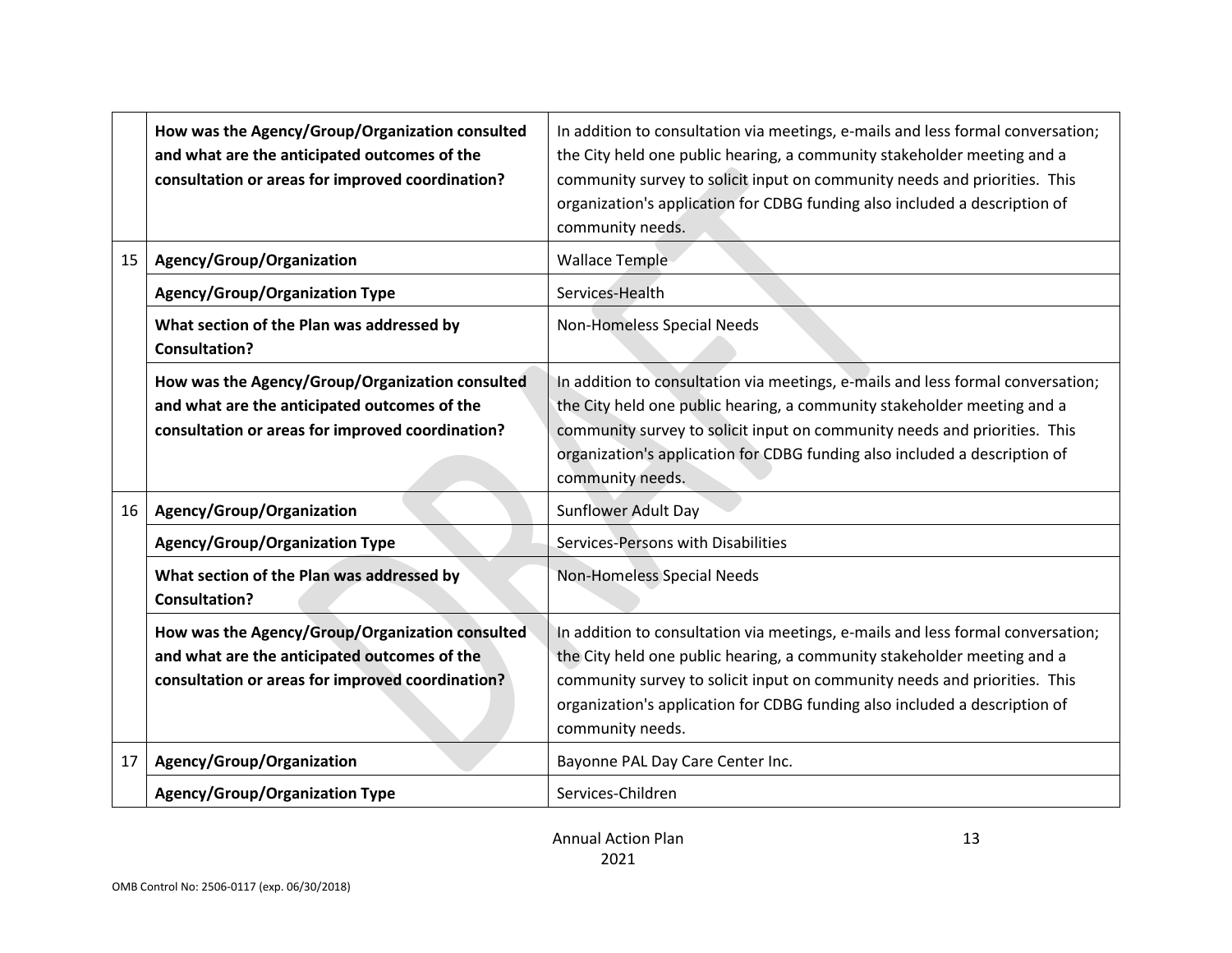| | | |
|---|---|---|
| | **How was the Agency/Group/Organization consulted and what are the anticipated outcomes of the consultation or areas for improved coordination?** | In addition to consultation via meetings, e-mails and less formal conversation; the City held one public hearing, a community stakeholder meeting and a community survey to solicit input on community needs and priorities. This organization's application for CDBG funding also included a description of community needs. |
| 15 | **Agency/Group/Organization** | Wallace Temple |
| | **Agency/Group/Organization Type** | Services-Health |
| | **What section of the Plan was addressed by Consultation?** | Non-Homeless Special Needs |
| | **How was the Agency/Group/Organization consulted and what are the anticipated outcomes of the consultation or areas for improved coordination?** | In addition to consultation via meetings, e-mails and less formal conversation; the City held one public hearing, a community stakeholder meeting and a community survey to solicit input on community needs and priorities. This organization's application for CDBG funding also included a description of community needs. |
| 16 | **Agency/Group/Organization** | Sunflower Adult Day |
| | **Agency/Group/Organization Type** | Services-Persons with Disabilities |
| | **What section of the Plan was addressed by Consultation?** | Non-Homeless Special Needs |
| | **How was the Agency/Group/Organization consulted and what are the anticipated outcomes of the consultation or areas for improved coordination?** | In addition to consultation via meetings, e-mails and less formal conversation; the City held one public hearing, a community stakeholder meeting and a community survey to solicit input on community needs and priorities. This organization's application for CDBG funding also included a description of community needs. |
| 17 | **Agency/Group/Organization** | Bayonne PAL Day Care Center Inc. |
| | **Agency/Group/Organization Type** | Services-Children |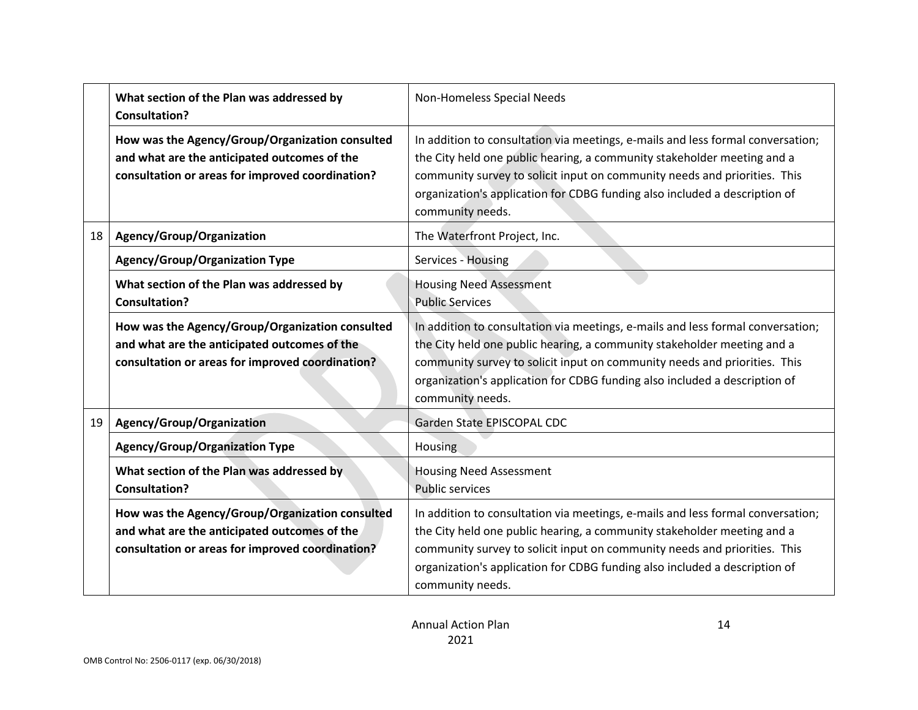| | | |
|---|---|---|
| | **What section of the Plan was addressed by Consultation?** | Non-Homeless Special Needs |
| | **How was the Agency/Group/Organization consulted and what are the anticipated outcomes of the consultation or areas for improved coordination?** | In addition to consultation via meetings, e-mails and less formal conversation; the City held one public hearing, a community stakeholder meeting and a community survey to solicit input on community needs and priorities. This organization's application for CDBG funding also included a description of community needs. |
| 18 | **Agency/Group/Organization** | The Waterfront Project, Inc. |
| | **Agency/Group/Organization Type** | Services - Housing |
| | **What section of the Plan was addressed by Consultation?** | Housing Need Assessment<br>Public Services |
| | **How was the Agency/Group/Organization consulted and what are the anticipated outcomes of the consultation or areas for improved coordination?** | In addition to consultation via meetings, e-mails and less formal conversation; the City held one public hearing, a community stakeholder meeting and a community survey to solicit input on community needs and priorities. This organization's application for CDBG funding also included a description of community needs. |
| 19 | **Agency/Group/Organization** | Garden State EPISCOPAL CDC |
| | **Agency/Group/Organization Type** | Housing |
| | **What section of the Plan was addressed by Consultation?** | Housing Need Assessment<br>Public services |
| | **How was the Agency/Group/Organization consulted and what are the anticipated outcomes of the consultation or areas for improved coordination?** | In addition to consultation via meetings, e-mails and less formal conversation; the City held one public hearing, a community stakeholder meeting and a community survey to solicit input on community needs and priorities. This organization's application for CDBG funding also included a description of community needs. |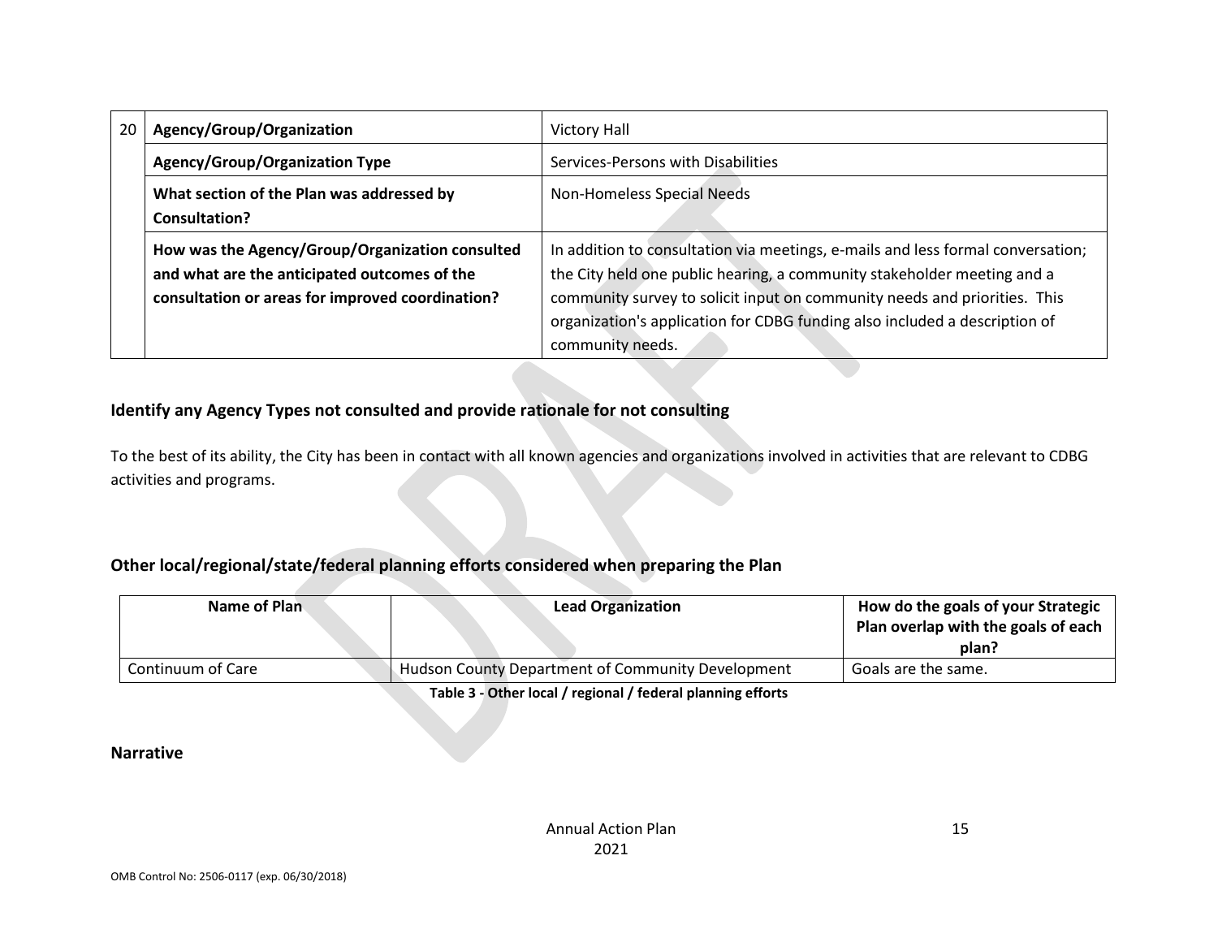| 20 | Agency/Group/Organization | Victory Hall |
|---|---|---|
| | **Agency/Group/Organization Type** | Services-Persons with Disabilities |
| | **What section of the Plan was addressed by Consultation?** | Non-Homeless Special Needs |
| | **How was the Agency/Group/Organization consulted and what are the anticipated outcomes of the consultation or areas for improved coordination?** | In addition to consultation via meetings, e-mails and less formal conversation; the City held one public hearing, a community stakeholder meeting and a community survey to solicit input on community needs and priorities. This organization's application for CDBG funding also included a description of community needs. |

### Identify any Agency Types not consulted and provide rationale for not consulting

To the best of its ability, the City has been in contact with all known agencies and organizations involved in activities that are relevant to CDBG activities and programs.

### Other local/regional/state/federal planning efforts considered when preparing the Plan

| Name of Plan | Lead Organization | How do the goals of your Strategic Plan overlap with the goals of each plan? |
|---|---|---|
| Continuum of Care | Hudson County Department of Community Development | Goals are the same. |

**Table 3 - Other local / regional / federal planning efforts**

### Narrative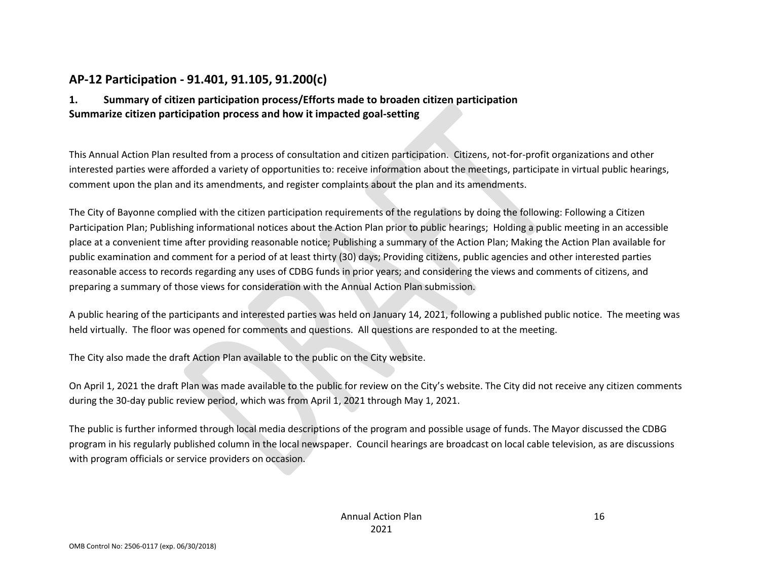## AP-12 Participation - 91.401, 91.105, 91.200(c)

### 1. Summary of citizen participation process/Efforts made to broaden citizen participation Summarize citizen participation process and how it impacted goal-setting

This Annual Action Plan resulted from a process of consultation and citizen participation. Citizens, not-for-profit organizations and other interested parties were afforded a variety of opportunities to: receive information about the meetings, participate in virtual public hearings, comment upon the plan and its amendments, and register complaints about the plan and its amendments.

The City of Bayonne complied with the citizen participation requirements of the regulations by doing the following: Following a Citizen Participation Plan; Publishing informational notices about the Action Plan prior to public hearings; Holding a public meeting in an accessible place at a convenient time after providing reasonable notice; Publishing a summary of the Action Plan; Making the Action Plan available for public examination and comment for a period of at least thirty (30) days; Providing citizens, public agencies and other interested parties reasonable access to records regarding any uses of CDBG funds in prior years; and considering the views and comments of citizens, and preparing a summary of those views for consideration with the Annual Action Plan submission.

A public hearing of the participants and interested parties was held on January 14, 2021, following a published public notice. The meeting was held virtually. The floor was opened for comments and questions. All questions are responded to at the meeting.

The City also made the draft Action Plan available to the public on the City website.

On April 1, 2021 the draft Plan was made available to the public for review on the City's website. The City did not receive any citizen comments during the 30-day public review period, which was from April 1, 2021 through May 1, 2021.

The public is further informed through local media descriptions of the program and possible usage of funds. The Mayor discussed the CDBG program in his regularly published column in the local newspaper. Council hearings are broadcast on local cable television, as are discussions with program officials or service providers on occasion.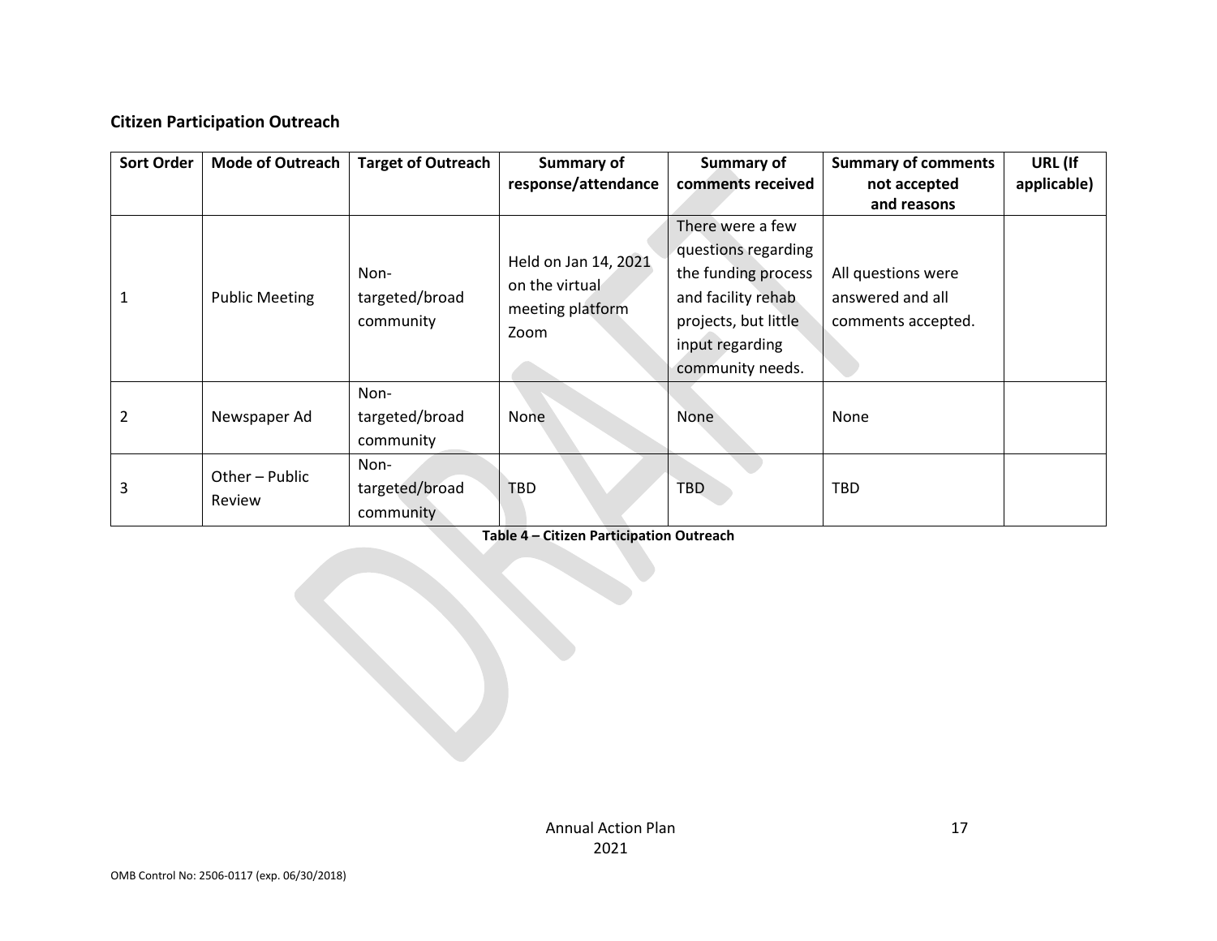**Citizen Participation Outreach**

| Sort Order | Mode of Outreach | Target of Outreach | Summary of response/attendance | Summary of comments received | Summary of comments not accepted and reasons | URL (If applicable) |
|---|---|---|---|---|---|---|
| 1 | Public Meeting | Non-targeted/broad community | Held on Jan 14, 2021 on the virtual meeting platform Zoom | There were a few questions regarding the funding process and facility rehab projects, but little input regarding community needs. | All questions were answered and all comments accepted. | |
| 2 | Newspaper Ad | Non-targeted/broad community | None | None | None | |
| 3 | Other – Public Review | Non-targeted/broad community | TBD | TBD | TBD | |

**Table 4 – Citizen Participation Outreach**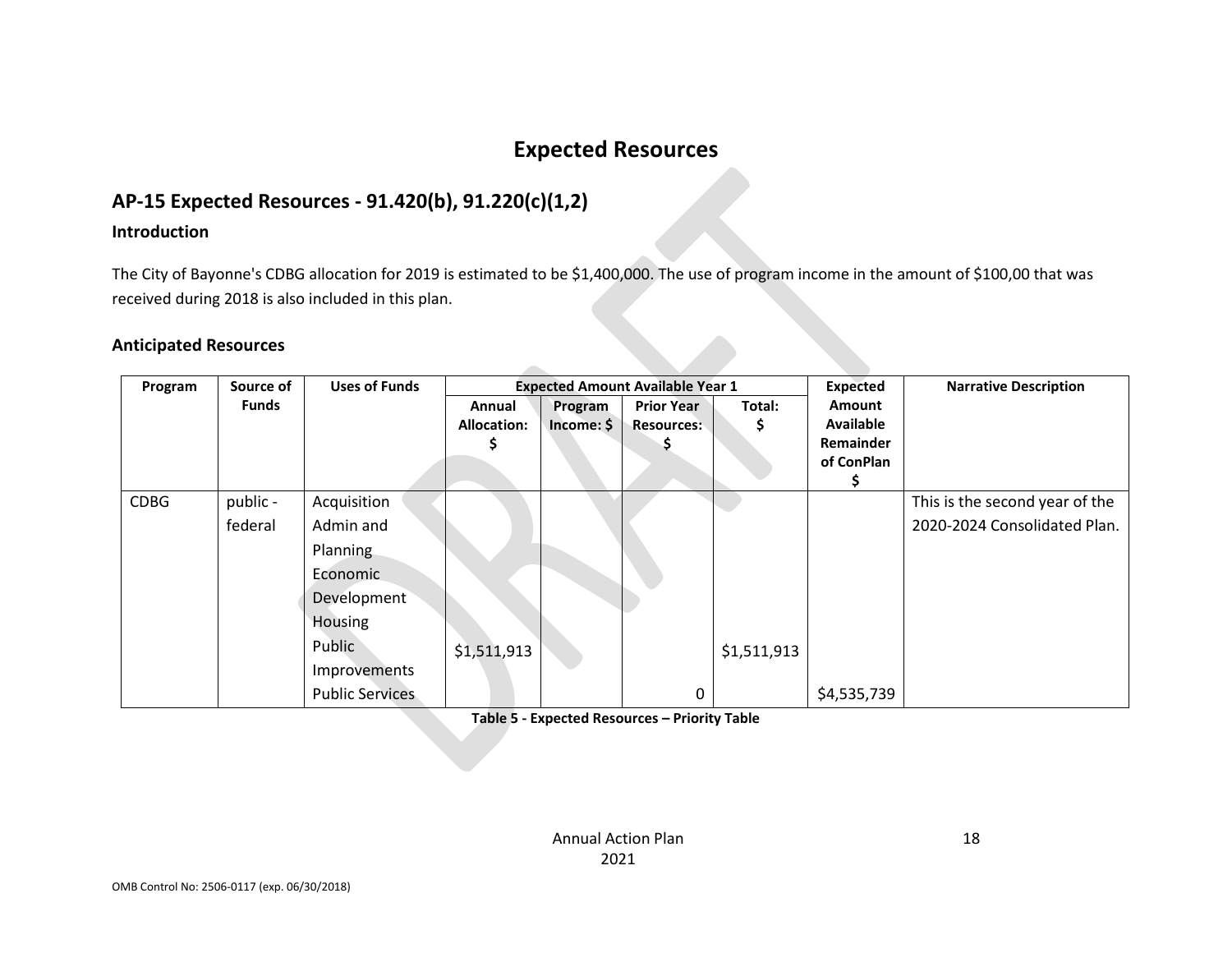# Expected Resources

## AP-15 Expected Resources - 91.420(b), 91.220(c)(1,2)

### Introduction

The City of Bayonne's CDBG allocation for 2019 is estimated to be $1,400,000. The use of program income in the amount of $100,00 that was received during 2018 is also included in this plan.

### Anticipated Resources

| Program | Source of Funds | Uses of Funds | Expected Amount Available Year 1 | | | | Expected Amount Available Remainder of ConPlan $ | Narrative Description |
|---|---|---|---|---|---|---|---|---|
| | | | Annual Allocation: $ | Program Income: $ | Prior Year Resources: $ | Total: $ | | |
| CDBG | public - federal | Acquisition Admin and Planning Economic Development Housing Public Improvements Public Services | $1,511,913 | | 0 | $1,511,913 | $4,535,739 | This is the second year of the 2020-2024 Consolidated Plan. |

**Table 5 - Expected Resources – Priority Table**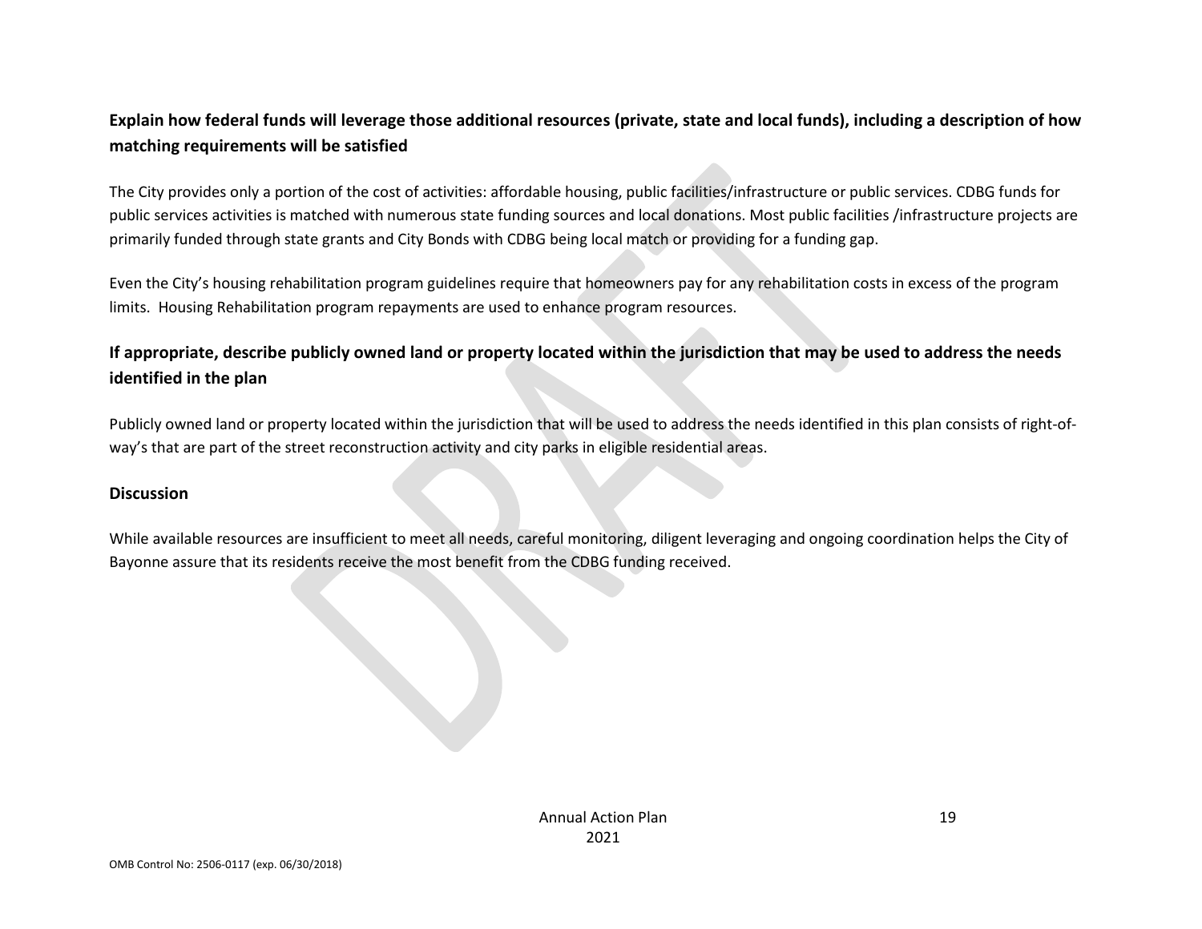**Explain how federal funds will leverage those additional resources (private, state and local funds), including a description of how matching requirements will be satisfied**

The City provides only a portion of the cost of activities: affordable housing, public facilities/infrastructure or public services. CDBG funds for public services activities is matched with numerous state funding sources and local donations. Most public facilities /infrastructure projects are primarily funded through state grants and City Bonds with CDBG being local match or providing for a funding gap.

Even the City's housing rehabilitation program guidelines require that homeowners pay for any rehabilitation costs in excess of the program limits. Housing Rehabilitation program repayments are used to enhance program resources.

**If appropriate, describe publicly owned land or property located within the jurisdiction that may be used to address the needs identified in the plan**

Publicly owned land or property located within the jurisdiction that will be used to address the needs identified in this plan consists of right-of-way's that are part of the street reconstruction activity and city parks in eligible residential areas.

**Discussion**

While available resources are insufficient to meet all needs, careful monitoring, diligent leveraging and ongoing coordination helps the City of Bayonne assure that its residents receive the most benefit from the CDBG funding received.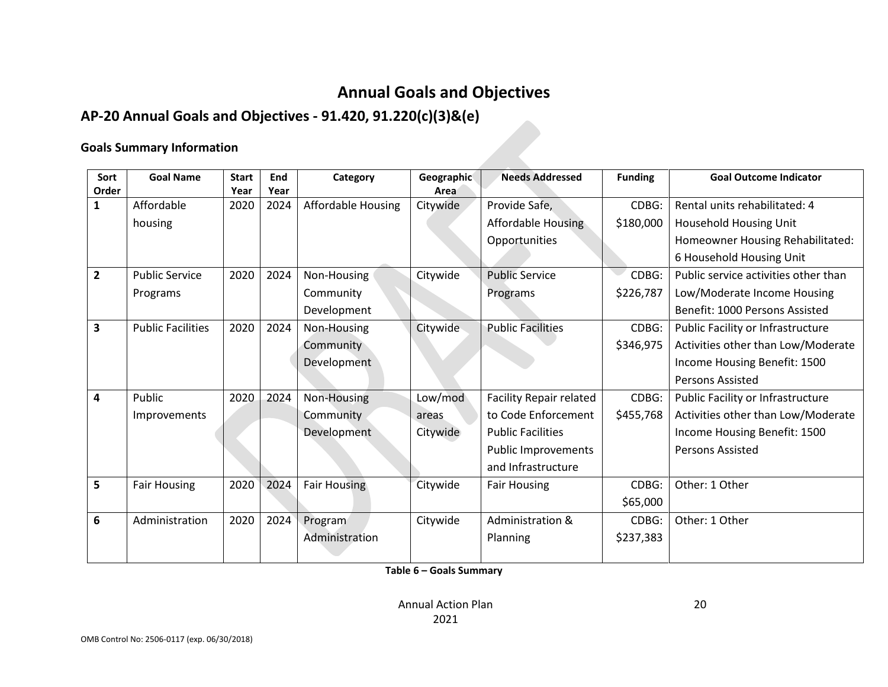# Annual Goals and Objectives

## AP-20 Annual Goals and Objectives - 91.420, 91.220(c)(3)&(e)

### Goals Summary Information

| Sort Order | Goal Name | Start Year | End Year | Category | Geographic Area | Needs Addressed | Funding | Goal Outcome Indicator |
|---|---|---|---|---|---|---|---|---|
| 1 | Affordable housing | 2020 | 2024 | Affordable Housing | Citywide | Provide Safe, Affordable Housing Opportunities | CDBG: $180,000 | Rental units rehabilitated: 4 Household Housing Unit<br>Homeowner Housing Rehabilitated: 6 Household Housing Unit |
| 2 | Public Service Programs | 2020 | 2024 | Non-Housing Community Development | Citywide | Public Service Programs | CDBG: $226,787 | Public service activities other than Low/Moderate Income Housing Benefit: 1000 Persons Assisted |
| 3 | Public Facilities | 2020 | 2024 | Non-Housing Community Development | Citywide | Public Facilities | CDBG: $346,975 | Public Facility or Infrastructure Activities other than Low/Moderate Income Housing Benefit: 1500 Persons Assisted |
| 4 | Public Improvements | 2020 | 2024 | Non-Housing Community Development | Low/mod areas<br>Citywide | Facility Repair related to Code Enforcement<br>Public Facilities<br>Public Improvements and Infrastructure | CDBG: $455,768 | Public Facility or Infrastructure Activities other than Low/Moderate Income Housing Benefit: 1500 Persons Assisted |
| 5 | Fair Housing | 2020 | 2024 | Fair Housing | Citywide | Fair Housing | CDBG: $65,000 | Other: 1 Other |
| 6 | Administration | 2020 | 2024 | Program Administration | Citywide | Administration & Planning | CDBG: $237,383 | Other: 1 Other |

**Table 6 – Goals Summary**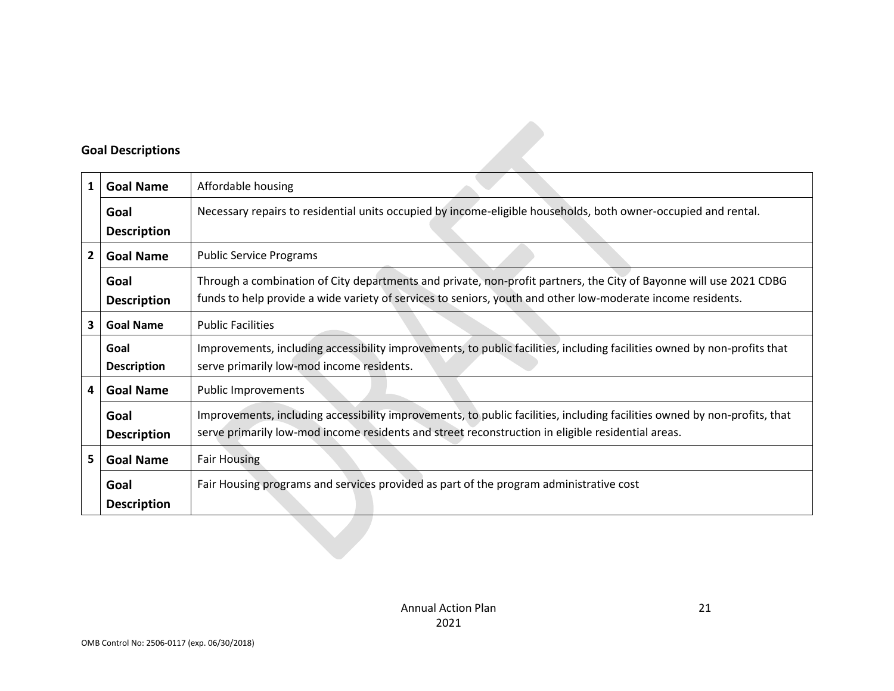**Goal Descriptions**

| | | |
|---|---|---|
| 1 | **Goal Name** | Affordable housing |
| | **Goal Description** | Necessary repairs to residential units occupied by income-eligible households, both owner-occupied and rental. |
| 2 | **Goal Name** | Public Service Programs |
| | **Goal Description** | Through a combination of City departments and private, non-profit partners, the City of Bayonne will use 2021 CDBG funds to help provide a wide variety of services to seniors, youth and other low-moderate income residents. |
| 3 | **Goal Name** | Public Facilities |
| | **Goal Description** | Improvements, including accessibility improvements, to public facilities, including facilities owned by non-profits that serve primarily low-mod income residents. |
| 4 | **Goal Name** | Public Improvements |
| | **Goal Description** | Improvements, including accessibility improvements, to public facilities, including facilities owned by non-profits, that serve primarily low-mod income residents and street reconstruction in eligible residential areas. |
| 5 | **Goal Name** | Fair Housing |
| | **Goal Description** | Fair Housing programs and services provided as part of the program administrative cost |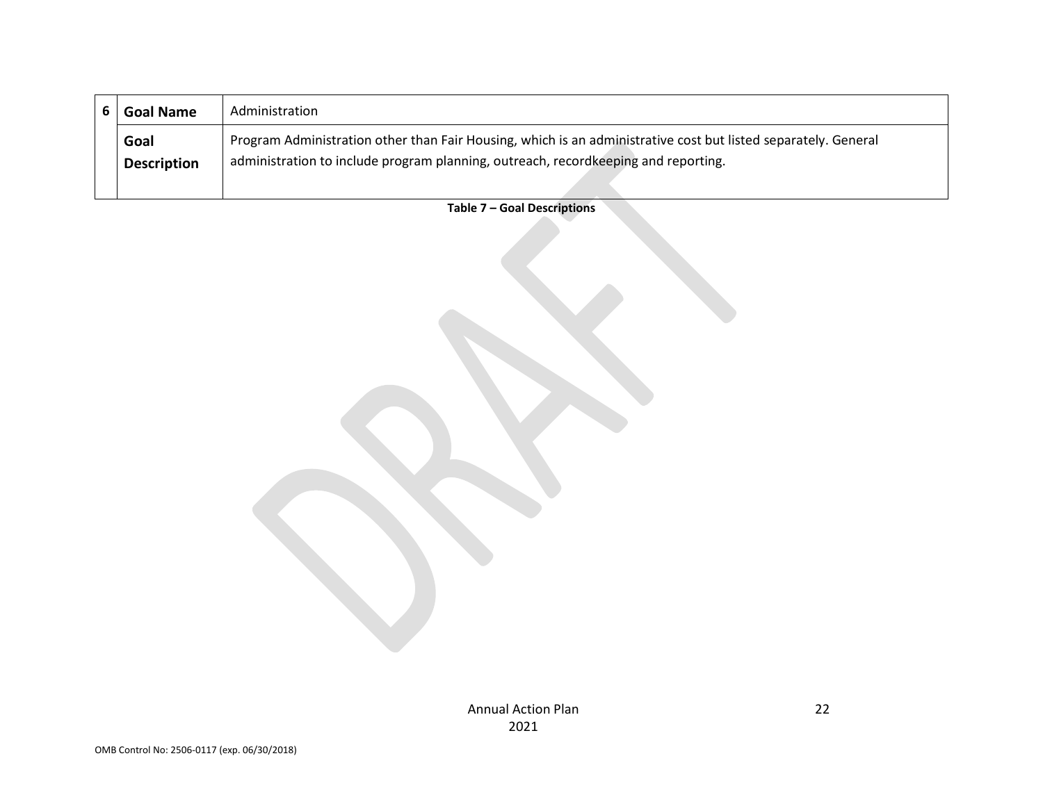| 6 | Goal Name | Administration |
|---|---|---|
| | **Goal Description** | Program Administration other than Fair Housing, which is an administrative cost but listed separately. General administration to include program planning, outreach, recordkeeping and reporting. |

**Table 7 – Goal Descriptions**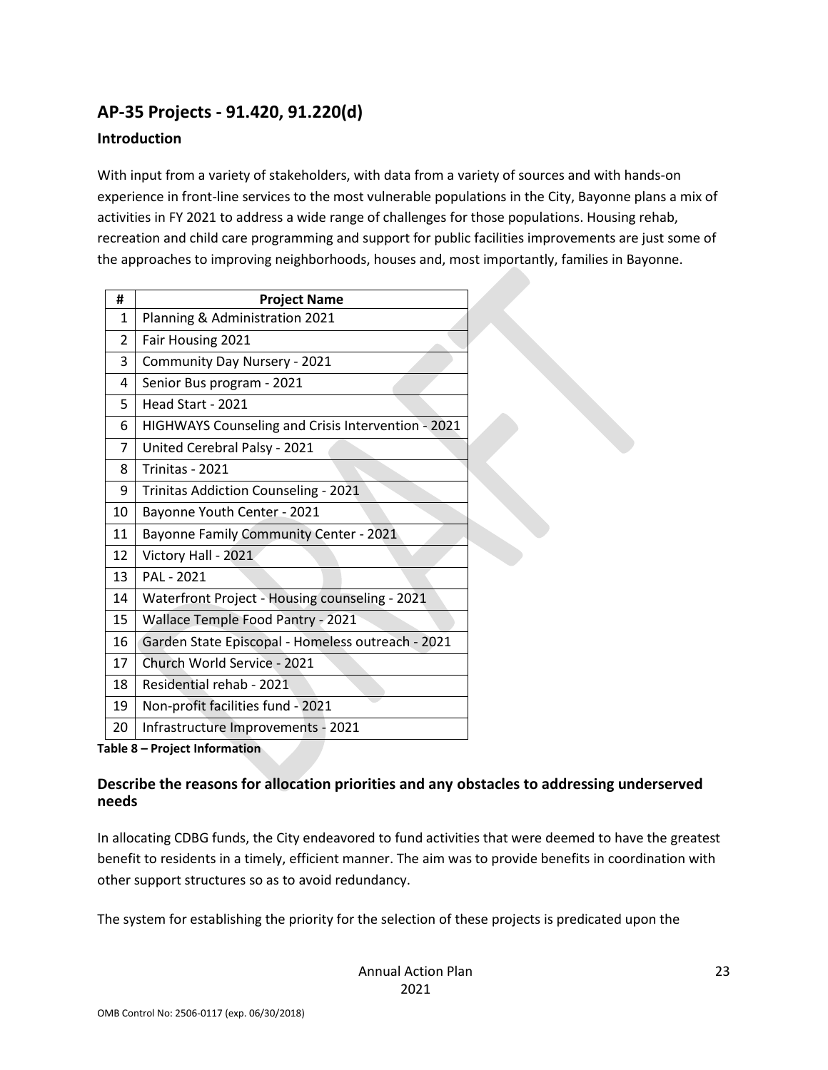## AP-35 Projects - 91.420, 91.220(d)

### Introduction

With input from a variety of stakeholders, with data from a variety of sources and with hands-on experience in front-line services to the most vulnerable populations in the City, Bayonne plans a mix of activities in FY 2021 to address a wide range of challenges for those populations. Housing rehab, recreation and child care programming and support for public facilities improvements are just some of the approaches to improving neighborhoods, houses and, most importantly, families in Bayonne.

| # | Project Name |
|---|---|
| 1 | Planning & Administration 2021 |
| 2 | Fair Housing 2021 |
| 3 | Community Day Nursery - 2021 |
| 4 | Senior Bus program - 2021 |
| 5 | Head Start - 2021 |
| 6 | HIGHWAYS Counseling and Crisis Intervention - 2021 |
| 7 | United Cerebral Palsy - 2021 |
| 8 | Trinitas - 2021 |
| 9 | Trinitas Addiction Counseling - 2021 |
| 10 | Bayonne Youth Center - 2021 |
| 11 | Bayonne Family Community Center - 2021 |
| 12 | Victory Hall - 2021 |
| 13 | PAL - 2021 |
| 14 | Waterfront Project - Housing counseling - 2021 |
| 15 | Wallace Temple Food Pantry - 2021 |
| 16 | Garden State Episcopal - Homeless outreach - 2021 |
| 17 | Church World Service - 2021 |
| 18 | Residential rehab - 2021 |
| 19 | Non-profit facilities fund - 2021 |
| 20 | Infrastructure Improvements - 2021 |

**Table 8 – Project Information**

### Describe the reasons for allocation priorities and any obstacles to addressing underserved needs

In allocating CDBG funds, the City endeavored to fund activities that were deemed to have the greatest benefit to residents in a timely, efficient manner. The aim was to provide benefits in coordination with other support structures so as to avoid redundancy.

The system for establishing the priority for the selection of these projects is predicated upon the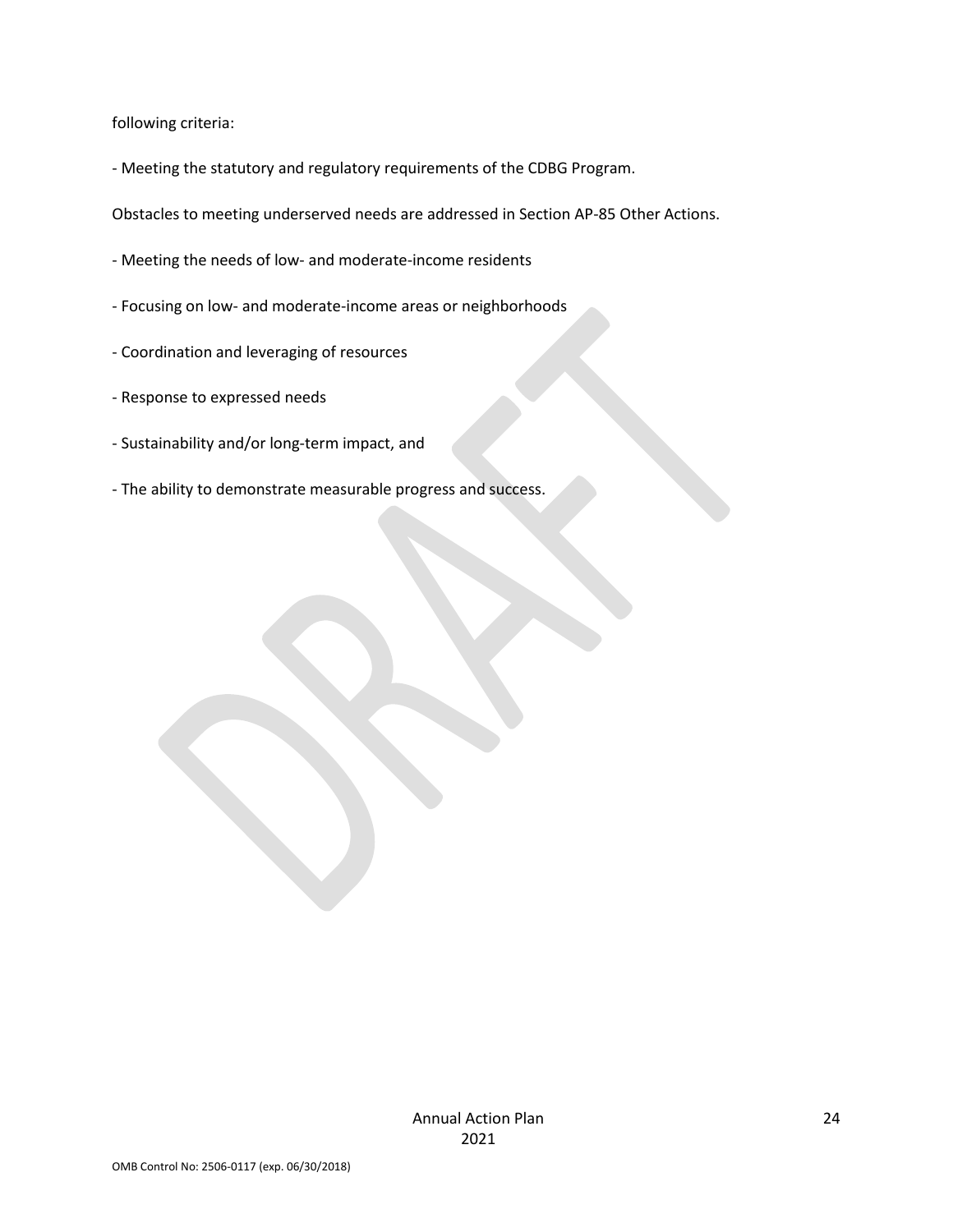following criteria:

- Meeting the statutory and regulatory requirements of the CDBG Program.

Obstacles to meeting underserved needs are addressed in Section AP-85 Other Actions.

- Meeting the needs of low- and moderate-income residents
- Focusing on low- and moderate-income areas or neighborhoods
- Coordination and leveraging of resources
- Response to expressed needs
- Sustainability and/or long-term impact, and
- The ability to demonstrate measurable progress and success.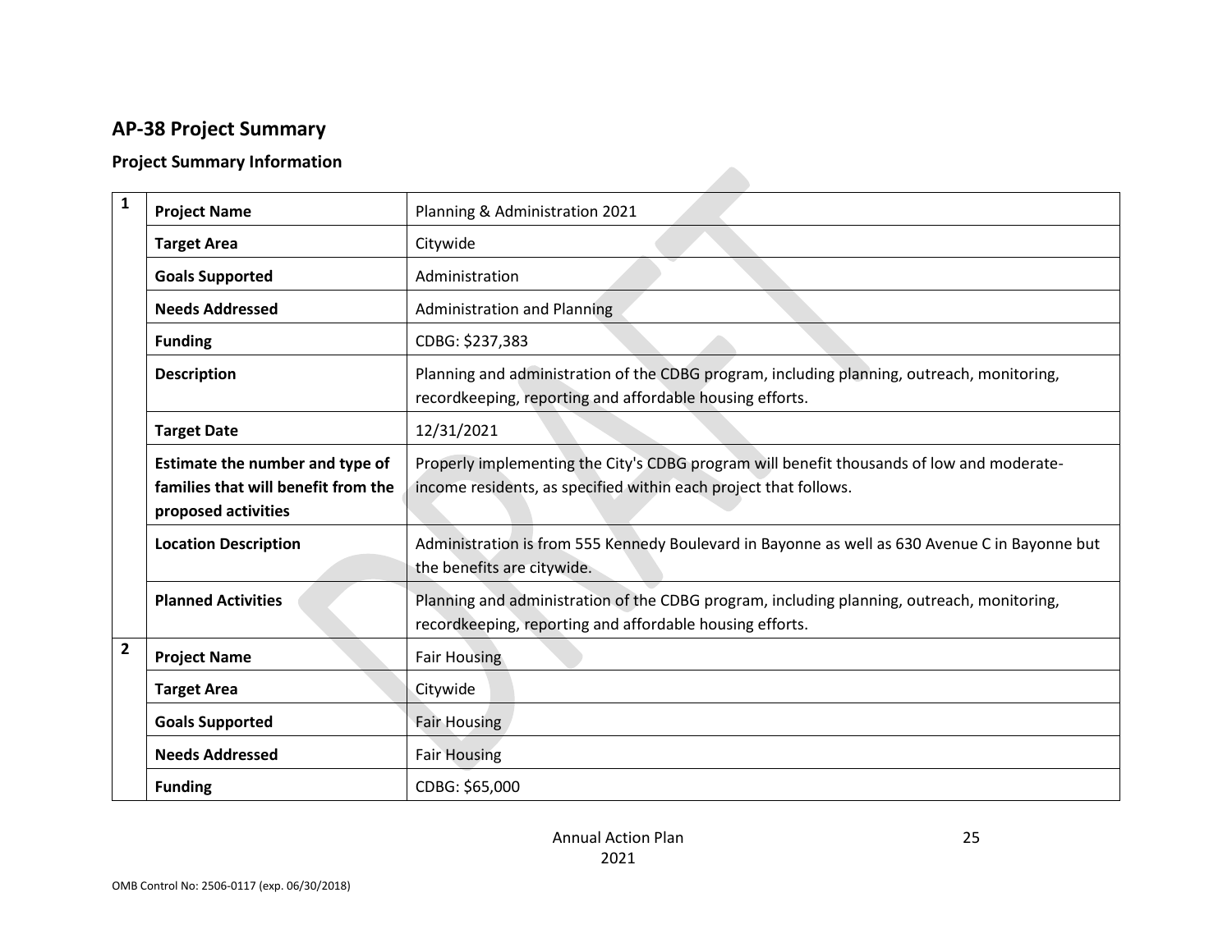## AP-38 Project Summary

### Project Summary Information

| | | |
|---|---|---|
| 1 | **Project Name** | Planning & Administration 2021 |
| | **Target Area** | Citywide |
| | **Goals Supported** | Administration |
| | **Needs Addressed** | Administration and Planning |
| | **Funding** | CDBG: $237,383 |
| | **Description** | Planning and administration of the CDBG program, including planning, outreach, monitoring, recordkeeping, reporting and affordable housing efforts. |
| | **Target Date** | 12/31/2021 |
| | **Estimate the number and type of families that will benefit from the proposed activities** | Properly implementing the City's CDBG program will benefit thousands of low and moderate-income residents, as specified within each project that follows. |
| | **Location Description** | Administration is from 555 Kennedy Boulevard in Bayonne as well as 630 Avenue C in Bayonne but the benefits are citywide. |
| | **Planned Activities** | Planning and administration of the CDBG program, including planning, outreach, monitoring, recordkeeping, reporting and affordable housing efforts. |
| 2 | **Project Name** | Fair Housing |
| | **Target Area** | Citywide |
| | **Goals Supported** | Fair Housing |
| | **Needs Addressed** | Fair Housing |
| | **Funding** | CDBG: $65,000 |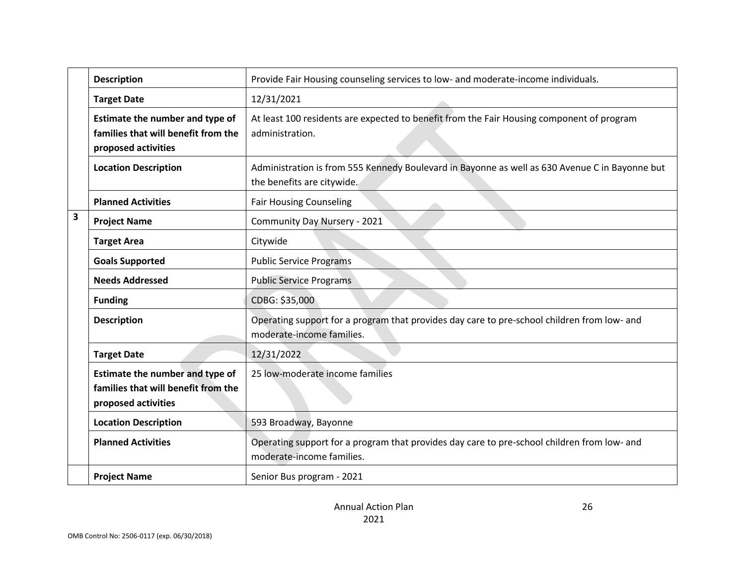| | | |
|---|---|---|
| | **Description** | Provide Fair Housing counseling services to low- and moderate-income individuals. |
| | **Target Date** | 12/31/2021 |
| | **Estimate the number and type of families that will benefit from the proposed activities** | At least 100 residents are expected to benefit from the Fair Housing component of program administration. |
| | **Location Description** | Administration is from 555 Kennedy Boulevard in Bayonne as well as 630 Avenue C in Bayonne but the benefits are citywide. |
| | **Planned Activities** | Fair Housing Counseling |
| **3** | **Project Name** | Community Day Nursery - 2021 |
| | **Target Area** | Citywide |
| | **Goals Supported** | Public Service Programs |
| | **Needs Addressed** | Public Service Programs |
| | **Funding** | CDBG: $35,000 |
| | **Description** | Operating support for a program that provides day care to pre-school children from low- and moderate-income families. |
| | **Target Date** | 12/31/2022 |
| | **Estimate the number and type of families that will benefit from the proposed activities** | 25 low-moderate income families |
| | **Location Description** | 593 Broadway, Bayonne |
| | **Planned Activities** | Operating support for a program that provides day care to pre-school children from low- and moderate-income families. |
| | **Project Name** | Senior Bus program - 2021 |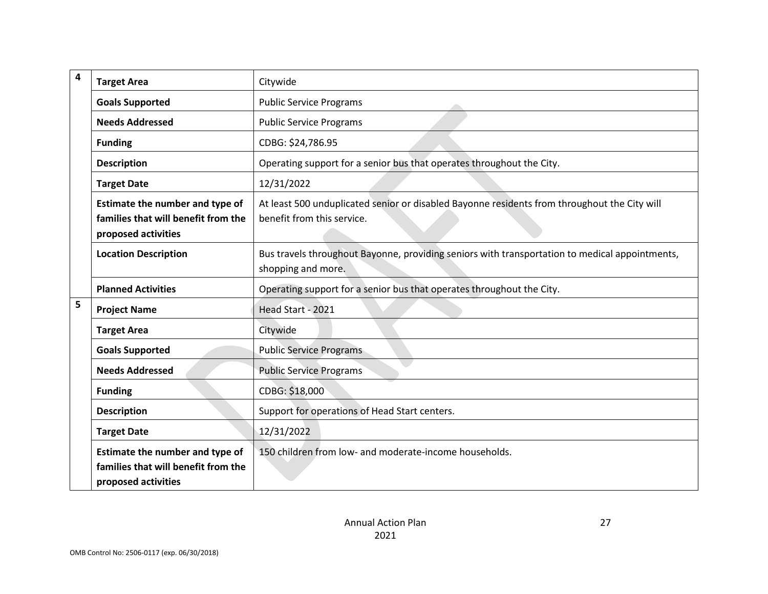| | | |
|---|---|---|
| 4 | **Target Area** | Citywide |
| | **Goals Supported** | Public Service Programs |
| | **Needs Addressed** | Public Service Programs |
| | **Funding** | CDBG: $24,786.95 |
| | **Description** | Operating support for a senior bus that operates throughout the City. |
| | **Target Date** | 12/31/2022 |
| | **Estimate the number and type of families that will benefit from the proposed activities** | At least 500 unduplicated senior or disabled Bayonne residents from throughout the City will benefit from this service. |
| | **Location Description** | Bus travels throughout Bayonne, providing seniors with transportation to medical appointments, shopping and more. |
| | **Planned Activities** | Operating support for a senior bus that operates throughout the City. |
| 5 | **Project Name** | Head Start - 2021 |
| | **Target Area** | Citywide |
| | **Goals Supported** | Public Service Programs |
| | **Needs Addressed** | Public Service Programs |
| | **Funding** | CDBG: $18,000 |
| | **Description** | Support for operations of Head Start centers. |
| | **Target Date** | 12/31/2022 |
| | **Estimate the number and type of families that will benefit from the proposed activities** | 150 children from low- and moderate-income households. |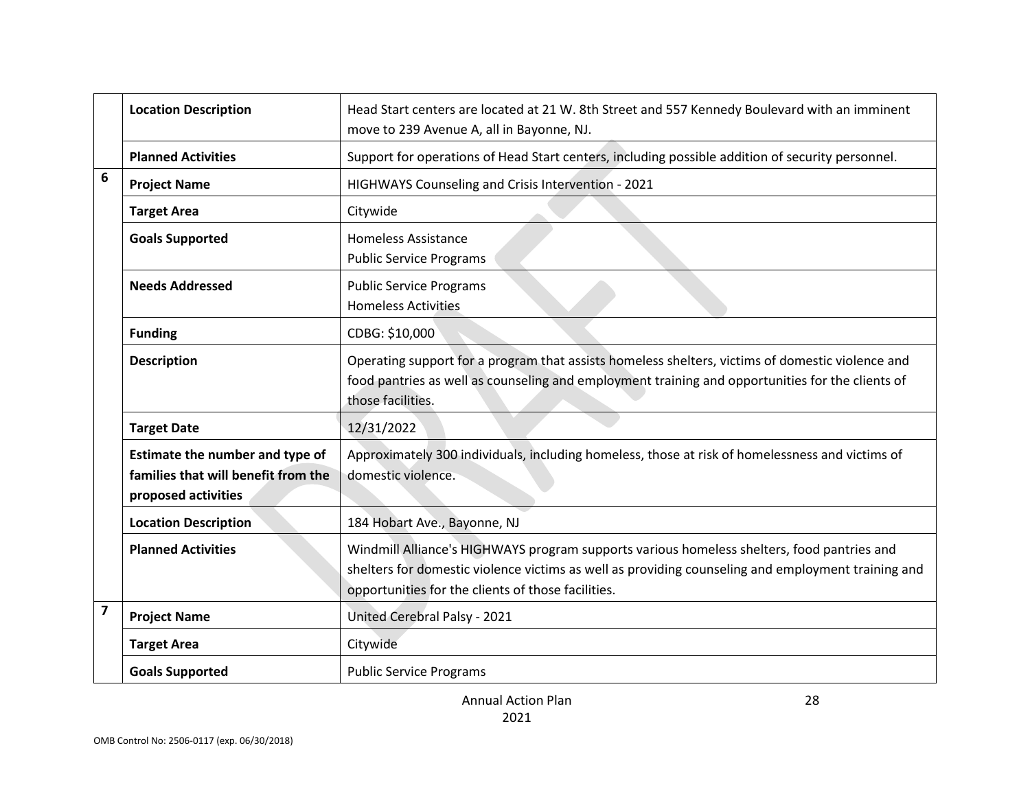| | | |
|---|---|---|
| | **Location Description** | Head Start centers are located at 21 W. 8th Street and 557 Kennedy Boulevard with an imminent move to 239 Avenue A, all in Bayonne, NJ. |
| | **Planned Activities** | Support for operations of Head Start centers, including possible addition of security personnel. |
| **6** | **Project Name** | HIGHWAYS Counseling and Crisis Intervention - 2021 |
| | **Target Area** | Citywide |
| | **Goals Supported** | Homeless Assistance<br>Public Service Programs |
| | **Needs Addressed** | Public Service Programs<br>Homeless Activities |
| | **Funding** | CDBG: $10,000 |
| | **Description** | Operating support for a program that assists homeless shelters, victims of domestic violence and food pantries as well as counseling and employment training and opportunities for the clients of those facilities. |
| | **Target Date** | 12/31/2022 |
| | **Estimate the number and type of families that will benefit from the proposed activities** | Approximately 300 individuals, including homeless, those at risk of homelessness and victims of domestic violence. |
| | **Location Description** | 184 Hobart Ave., Bayonne, NJ |
| | **Planned Activities** | Windmill Alliance's HIGHWAYS program supports various homeless shelters, food pantries and shelters for domestic violence victims as well as providing counseling and employment training and opportunities for the clients of those facilities. |
| **7** | **Project Name** | United Cerebral Palsy - 2021 |
| | **Target Area** | Citywide |
| | **Goals Supported** | Public Service Programs |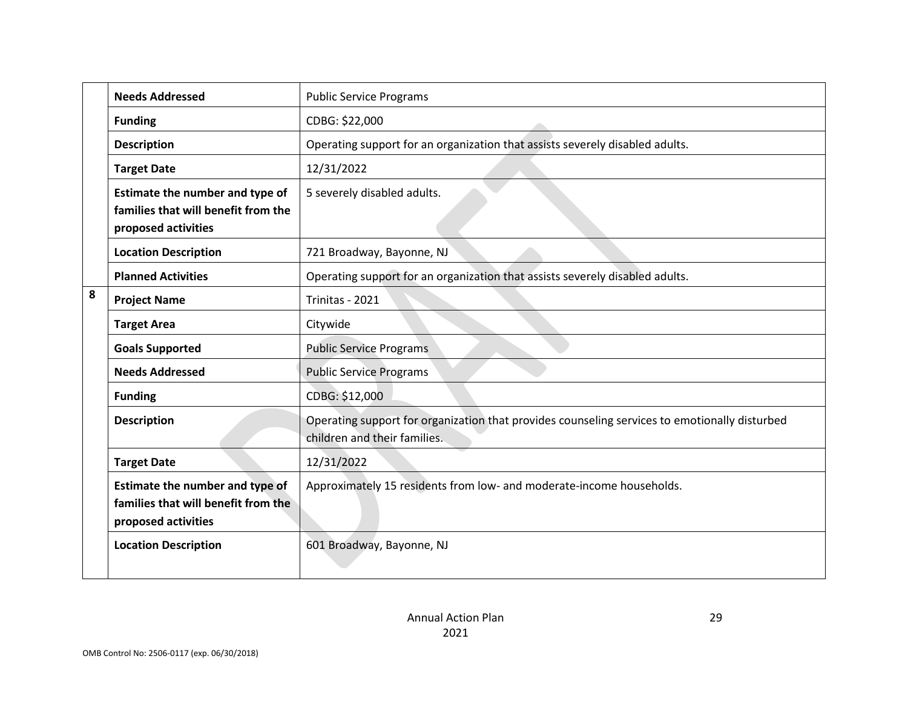| | | |
|---|---|---|
| | **Needs Addressed** | Public Service Programs |
| | **Funding** | CDBG: $22,000 |
| | **Description** | Operating support for an organization that assists severely disabled adults. |
| | **Target Date** | 12/31/2022 |
| | **Estimate the number and type of families that will benefit from the proposed activities** | 5 severely disabled adults. |
| | **Location Description** | 721 Broadway, Bayonne, NJ |
| | **Planned Activities** | Operating support for an organization that assists severely disabled adults. |
| **8** | **Project Name** | Trinitas - 2021 |
| | **Target Area** | Citywide |
| | **Goals Supported** | Public Service Programs |
| | **Needs Addressed** | Public Service Programs |
| | **Funding** | CDBG: $12,000 |
| | **Description** | Operating support for organization that provides counseling services to emotionally disturbed children and their families. |
| | **Target Date** | 12/31/2022 |
| | **Estimate the number and type of families that will benefit from the proposed activities** | Approximately 15 residents from low- and moderate-income households. |
| | **Location Description** | 601 Broadway, Bayonne, NJ |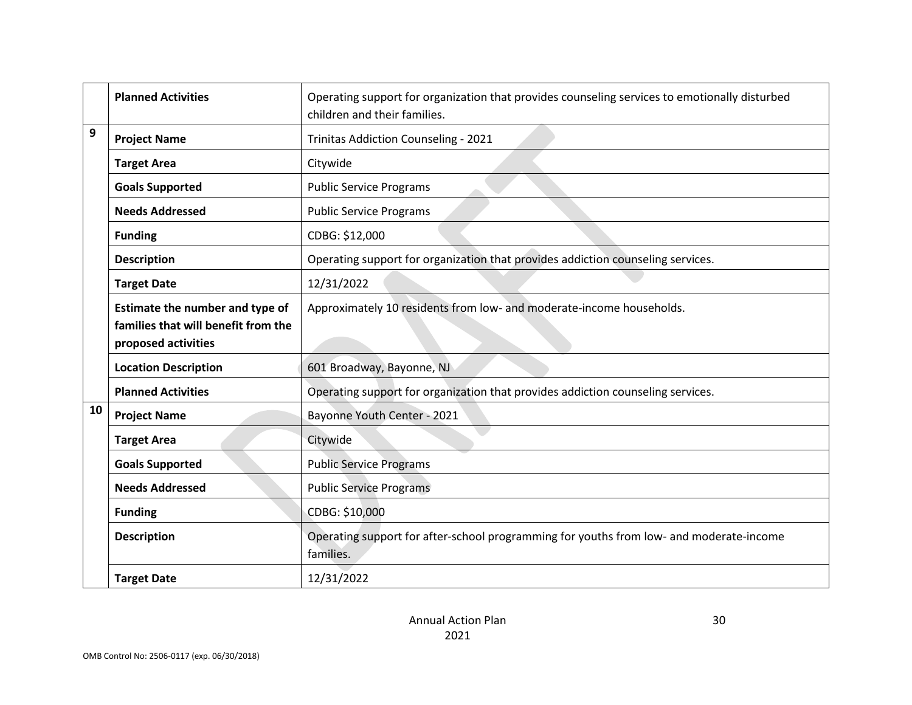| | | |
|---|---|---|
| | **Planned Activities** | Operating support for organization that provides counseling services to emotionally disturbed children and their families. |
| 9 | **Project Name** | Trinitas Addiction Counseling - 2021 |
| | **Target Area** | Citywide |
| | **Goals Supported** | Public Service Programs |
| | **Needs Addressed** | Public Service Programs |
| | **Funding** | CDBG: $12,000 |
| | **Description** | Operating support for organization that provides addiction counseling services. |
| | **Target Date** | 12/31/2022 |
| | **Estimate the number and type of families that will benefit from the proposed activities** | Approximately 10 residents from low- and moderate-income households. |
| | **Location Description** | 601 Broadway, Bayonne, NJ |
| | **Planned Activities** | Operating support for organization that provides addiction counseling services. |
| 10 | **Project Name** | Bayonne Youth Center - 2021 |
| | **Target Area** | Citywide |
| | **Goals Supported** | Public Service Programs |
| | **Needs Addressed** | Public Service Programs |
| | **Funding** | CDBG: $10,000 |
| | **Description** | Operating support for after-school programming for youths from low- and moderate-income families. |
| | **Target Date** | 12/31/2022 |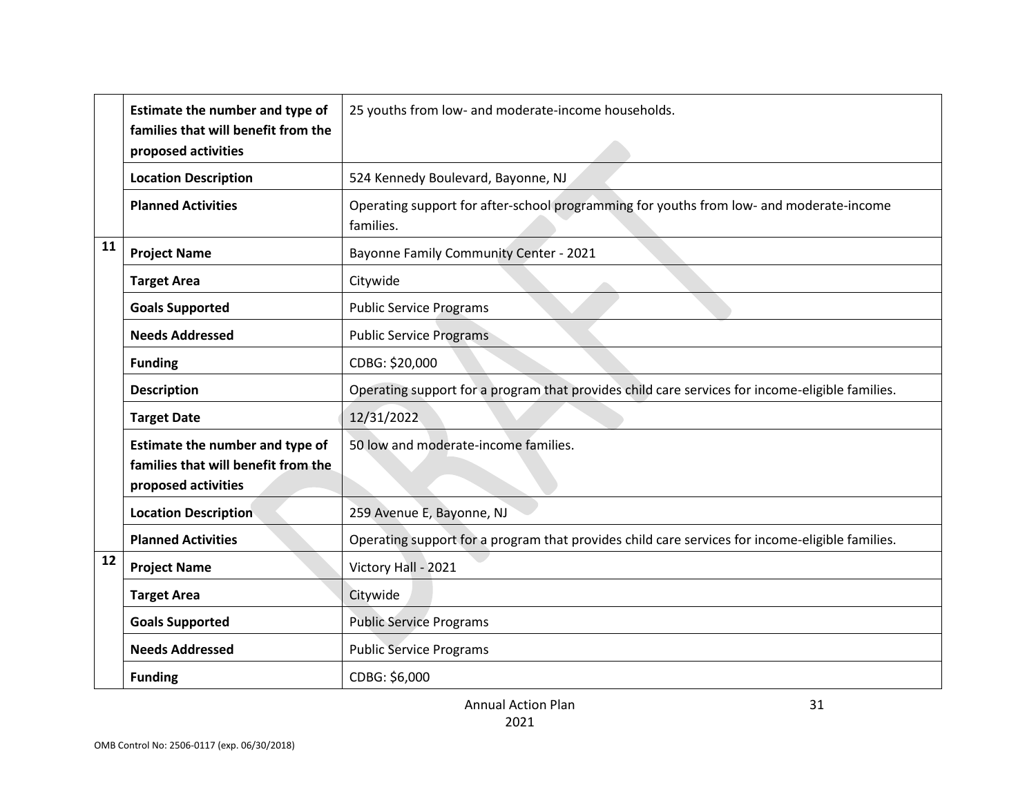| | | |
|---|---|---|
| | **Estimate the number and type of families that will benefit from the proposed activities** | 25 youths from low- and moderate-income households. |
| | **Location Description** | 524 Kennedy Boulevard, Bayonne, NJ |
| | **Planned Activities** | Operating support for after-school programming for youths from low- and moderate-income families. |
| **11** | **Project Name** | Bayonne Family Community Center - 2021 |
| | **Target Area** | Citywide |
| | **Goals Supported** | Public Service Programs |
| | **Needs Addressed** | Public Service Programs |
| | **Funding** | CDBG: $20,000 |
| | **Description** | Operating support for a program that provides child care services for income-eligible families. |
| | **Target Date** | 12/31/2022 |
| | **Estimate the number and type of families that will benefit from the proposed activities** | 50 low and moderate-income families. |
| | **Location Description** | 259 Avenue E, Bayonne, NJ |
| | **Planned Activities** | Operating support for a program that provides child care services for income-eligible families. |
| **12** | **Project Name** | Victory Hall - 2021 |
| | **Target Area** | Citywide |
| | **Goals Supported** | Public Service Programs |
| | **Needs Addressed** | Public Service Programs |
| | **Funding** | CDBG: $6,000 |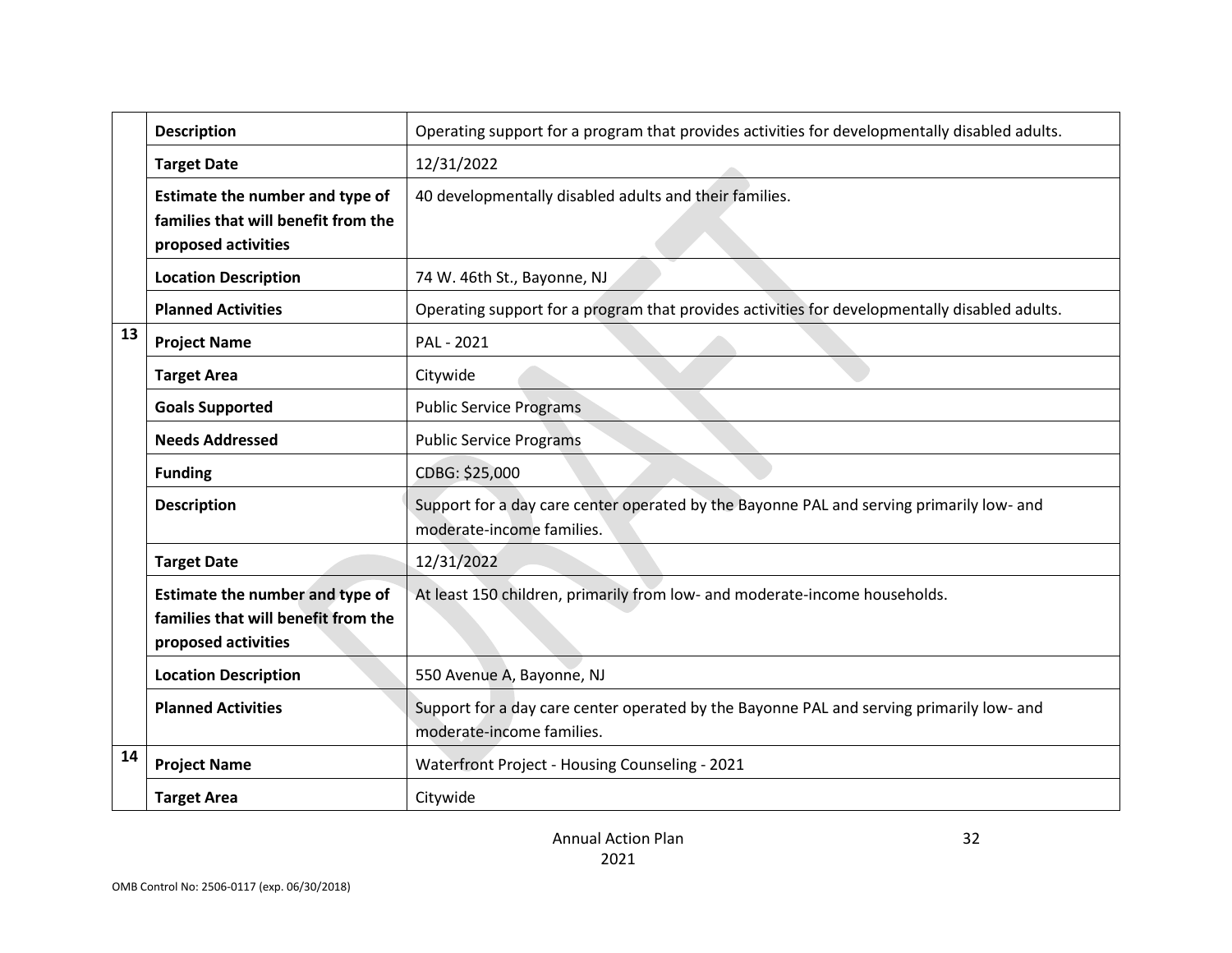| | | |
|---|---|---|
| | **Description** | Operating support for a program that provides activities for developmentally disabled adults. |
| | **Target Date** | 12/31/2022 |
| | **Estimate the number and type of families that will benefit from the proposed activities** | 40 developmentally disabled adults and their families. |
| | **Location Description** | 74 W. 46th St., Bayonne, NJ |
| | **Planned Activities** | Operating support for a program that provides activities for developmentally disabled adults. |
| 13 | **Project Name** | PAL - 2021 |
| | **Target Area** | Citywide |
| | **Goals Supported** | Public Service Programs |
| | **Needs Addressed** | Public Service Programs |
| | **Funding** | CDBG: $25,000 |
| | **Description** | Support for a day care center operated by the Bayonne PAL and serving primarily low- and moderate-income families. |
| | **Target Date** | 12/31/2022 |
| | **Estimate the number and type of families that will benefit from the proposed activities** | At least 150 children, primarily from low- and moderate-income households. |
| | **Location Description** | 550 Avenue A, Bayonne, NJ |
| | **Planned Activities** | Support for a day care center operated by the Bayonne PAL and serving primarily low- and moderate-income families. |
| 14 | **Project Name** | Waterfront Project - Housing Counseling - 2021 |
| | **Target Area** | Citywide |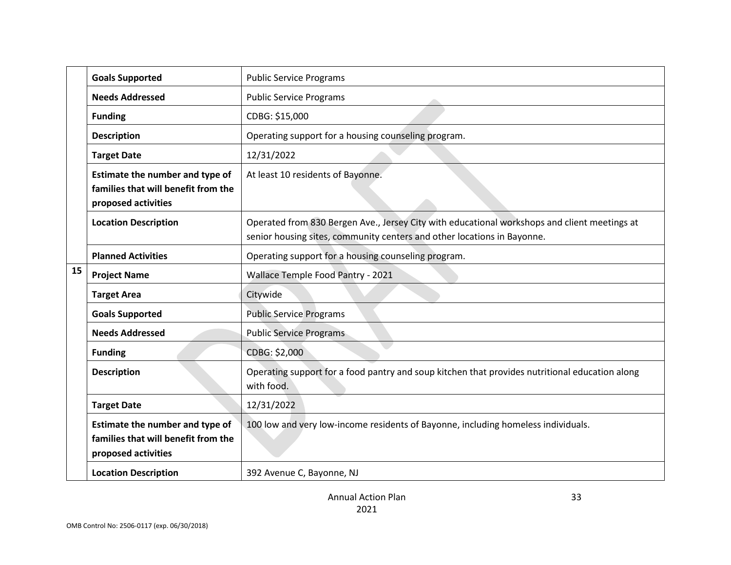| | | |
|---|---|---|
| | **Goals Supported** | Public Service Programs |
| | **Needs Addressed** | Public Service Programs |
| | **Funding** | CDBG: $15,000 |
| | **Description** | Operating support for a housing counseling program. |
| | **Target Date** | 12/31/2022 |
| | **Estimate the number and type of families that will benefit from the proposed activities** | At least 10 residents of Bayonne. |
| | **Location Description** | Operated from 830 Bergen Ave., Jersey City with educational workshops and client meetings at senior housing sites, community centers and other locations in Bayonne. |
| | **Planned Activities** | Operating support for a housing counseling program. |
| **15** | **Project Name** | Wallace Temple Food Pantry - 2021 |
| | **Target Area** | Citywide |
| | **Goals Supported** | Public Service Programs |
| | **Needs Addressed** | Public Service Programs |
| | **Funding** | CDBG: $2,000 |
| | **Description** | Operating support for a food pantry and soup kitchen that provides nutritional education along with food. |
| | **Target Date** | 12/31/2022 |
| | **Estimate the number and type of families that will benefit from the proposed activities** | 100 low and very low-income residents of Bayonne, including homeless individuals. |
| | **Location Description** | 392 Avenue C, Bayonne, NJ |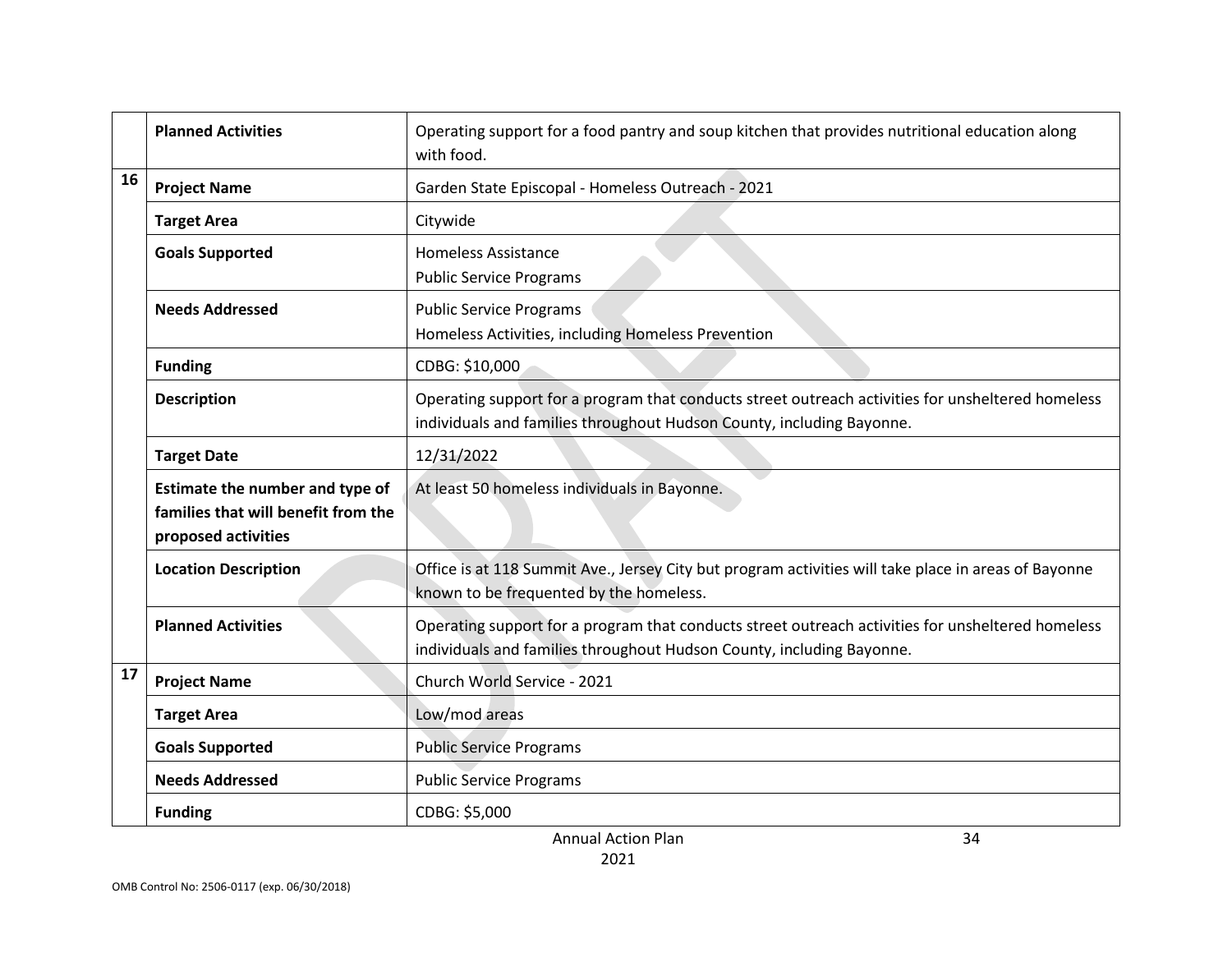| | | |
|---|---|---|
| | **Planned Activities** | Operating support for a food pantry and soup kitchen that provides nutritional education along with food. |
| 16 | **Project Name** | Garden State Episcopal - Homeless Outreach - 2021 |
| | **Target Area** | Citywide |
| | **Goals Supported** | Homeless Assistance<br>Public Service Programs |
| | **Needs Addressed** | Public Service Programs<br>Homeless Activities, including Homeless Prevention |
| | **Funding** | CDBG: $10,000 |
| | **Description** | Operating support for a program that conducts street outreach activities for unsheltered homeless individuals and families throughout Hudson County, including Bayonne. |
| | **Target Date** | 12/31/2022 |
| | **Estimate the number and type of families that will benefit from the proposed activities** | At least 50 homeless individuals in Bayonne. |
| | **Location Description** | Office is at 118 Summit Ave., Jersey City but program activities will take place in areas of Bayonne known to be frequented by the homeless. |
| | **Planned Activities** | Operating support for a program that conducts street outreach activities for unsheltered homeless individuals and families throughout Hudson County, including Bayonne. |
| 17 | **Project Name** | Church World Service - 2021 |
| | **Target Area** | Low/mod areas |
| | **Goals Supported** | Public Service Programs |
| | **Needs Addressed** | Public Service Programs |
| | **Funding** | CDBG: $5,000 |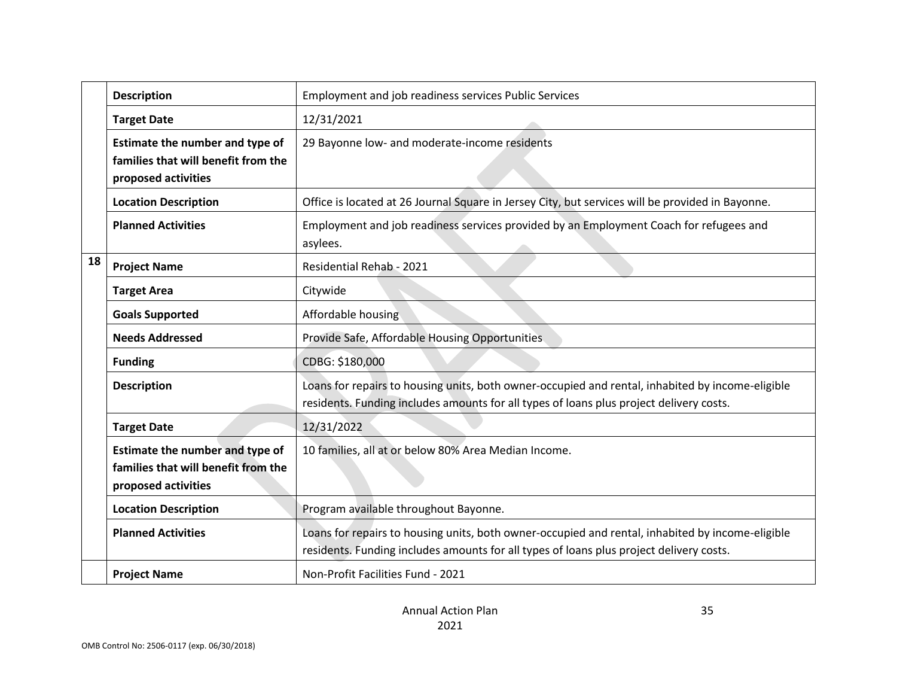| | | |
|---|---|---|
| | **Description** | Employment and job readiness services Public Services |
| | **Target Date** | 12/31/2021 |
| | **Estimate the number and type of families that will benefit from the proposed activities** | 29 Bayonne low- and moderate-income residents |
| | **Location Description** | Office is located at 26 Journal Square in Jersey City, but services will be provided in Bayonne. |
| | **Planned Activities** | Employment and job readiness services provided by an Employment Coach for refugees and asylees. |
| **18** | **Project Name** | Residential Rehab - 2021 |
| | **Target Area** | Citywide |
| | **Goals Supported** | Affordable housing |
| | **Needs Addressed** | Provide Safe, Affordable Housing Opportunities |
| | **Funding** | CDBG: $180,000 |
| | **Description** | Loans for repairs to housing units, both owner-occupied and rental, inhabited by income-eligible residents. Funding includes amounts for all types of loans plus project delivery costs. |
| | **Target Date** | 12/31/2022 |
| | **Estimate the number and type of families that will benefit from the proposed activities** | 10 families, all at or below 80% Area Median Income. |
| | **Location Description** | Program available throughout Bayonne. |
| | **Planned Activities** | Loans for repairs to housing units, both owner-occupied and rental, inhabited by income-eligible residents. Funding includes amounts for all types of loans plus project delivery costs. |
| | **Project Name** | Non-Profit Facilities Fund - 2021 |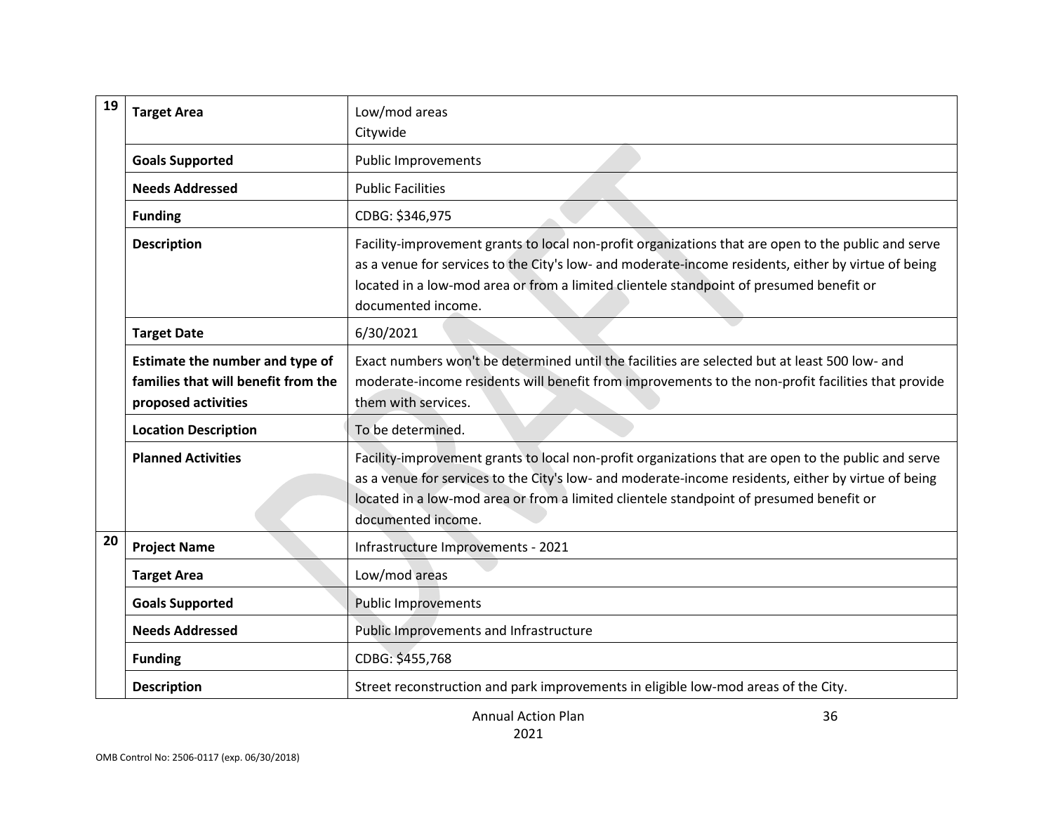| | | |
|---|---|---|
| 19 | **Target Area** | Low/mod areas<br>Citywide |
| | **Goals Supported** | Public Improvements |
| | **Needs Addressed** | Public Facilities |
| | **Funding** | CDBG: $346,975 |
| | **Description** | Facility-improvement grants to local non-profit organizations that are open to the public and serve as a venue for services to the City's low- and moderate-income residents, either by virtue of being located in a low-mod area or from a limited clientele standpoint of presumed benefit or documented income. |
| | **Target Date** | 6/30/2021 |
| | **Estimate the number and type of families that will benefit from the proposed activities** | Exact numbers won't be determined until the facilities are selected but at least 500 low- and moderate-income residents will benefit from improvements to the non-profit facilities that provide them with services. |
| | **Location Description** | To be determined. |
| | **Planned Activities** | Facility-improvement grants to local non-profit organizations that are open to the public and serve as a venue for services to the City's low- and moderate-income residents, either by virtue of being located in a low-mod area or from a limited clientele standpoint of presumed benefit or documented income. |
| 20 | **Project Name** | Infrastructure Improvements - 2021 |
| | **Target Area** | Low/mod areas |
| | **Goals Supported** | Public Improvements |
| | **Needs Addressed** | Public Improvements and Infrastructure |
| | **Funding** | CDBG: $455,768 |
| | **Description** | Street reconstruction and park improvements in eligible low-mod areas of the City. |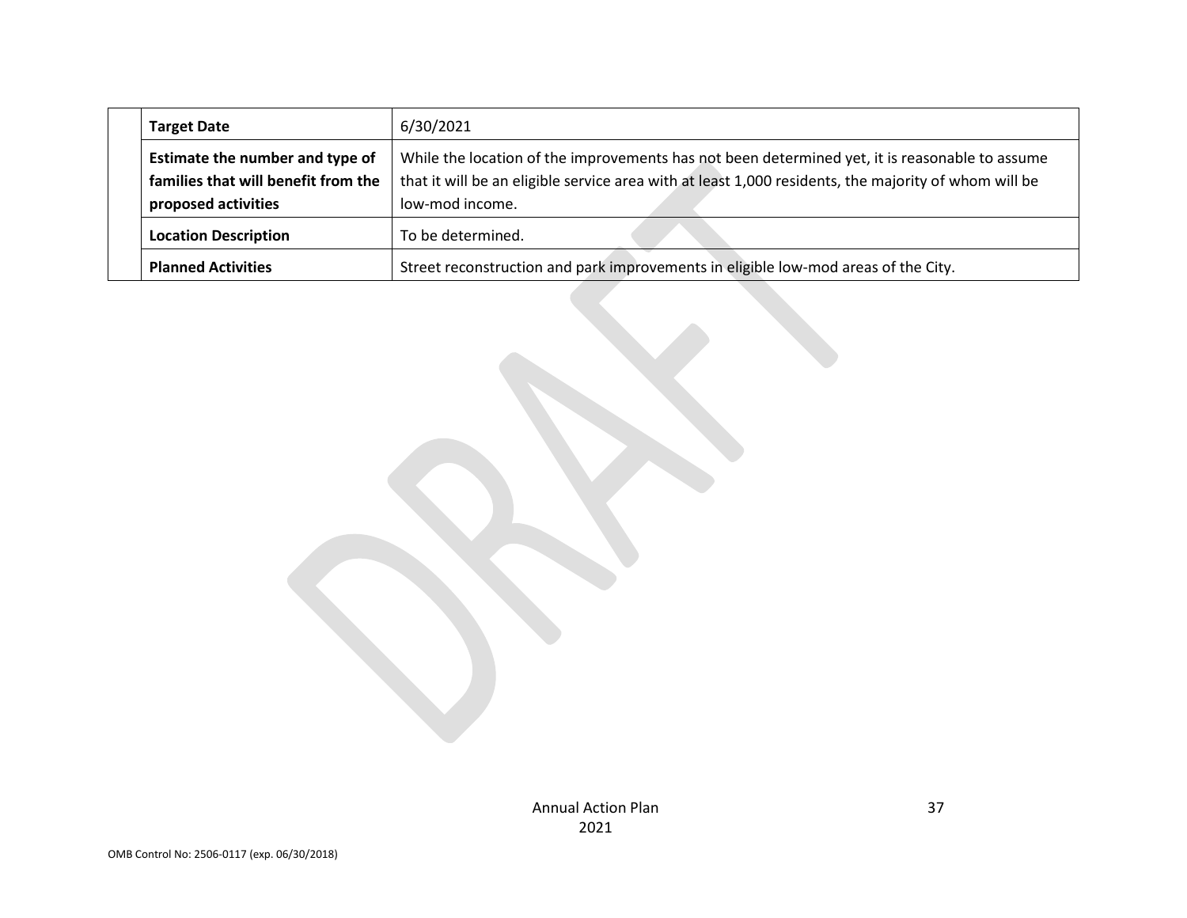| | | |
|---|---|---|
| | **Target Date** | 6/30/2021 |
| | **Estimate the number and type of families that will benefit from the proposed activities** | While the location of the improvements has not been determined yet, it is reasonable to assume that it will be an eligible service area with at least 1,000 residents, the majority of whom will be low-mod income. |
| | **Location Description** | To be determined. |
| | **Planned Activities** | Street reconstruction and park improvements in eligible low-mod areas of the City. |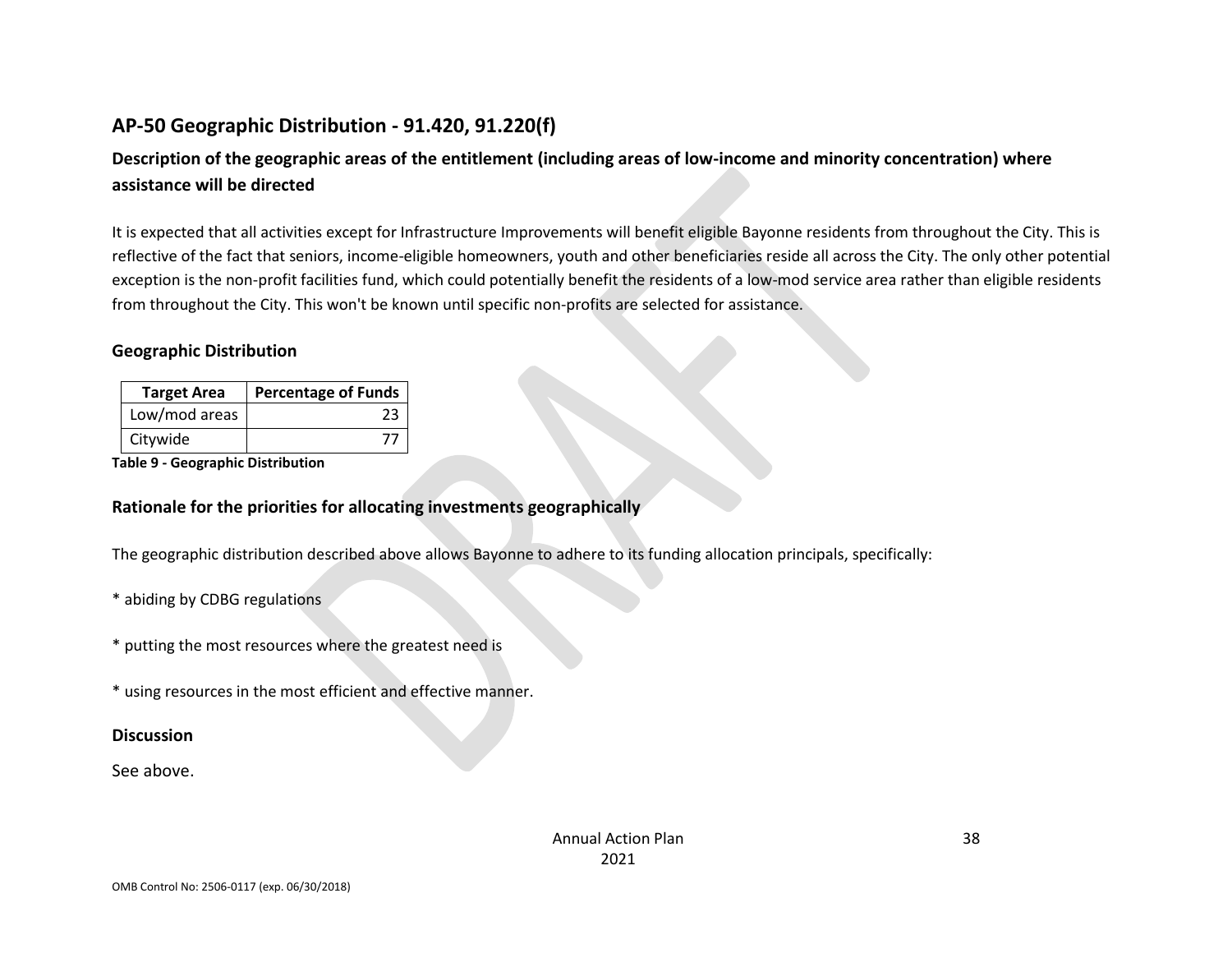## AP-50 Geographic Distribution - 91.420, 91.220(f)

### Description of the geographic areas of the entitlement (including areas of low-income and minority concentration) where assistance will be directed

It is expected that all activities except for Infrastructure Improvements will benefit eligible Bayonne residents from throughout the City. This is reflective of the fact that seniors, income-eligible homeowners, youth and other beneficiaries reside all across the City. The only other potential exception is the non-profit facilities fund, which could potentially benefit the residents of a low-mod service area rather than eligible residents from throughout the City. This won't be known until specific non-profits are selected for assistance.

### Geographic Distribution

| Target Area | Percentage of Funds |
|---|---|
| Low/mod areas | 23 |
| Citywide | 77 |

**Table 9 - Geographic Distribution**

### Rationale for the priorities for allocating investments geographically

The geographic distribution described above allows Bayonne to adhere to its funding allocation principals, specifically:

* abiding by CDBG regulations

* putting the most resources where the greatest need is

* using resources in the most efficient and effective manner.

### Discussion

See above.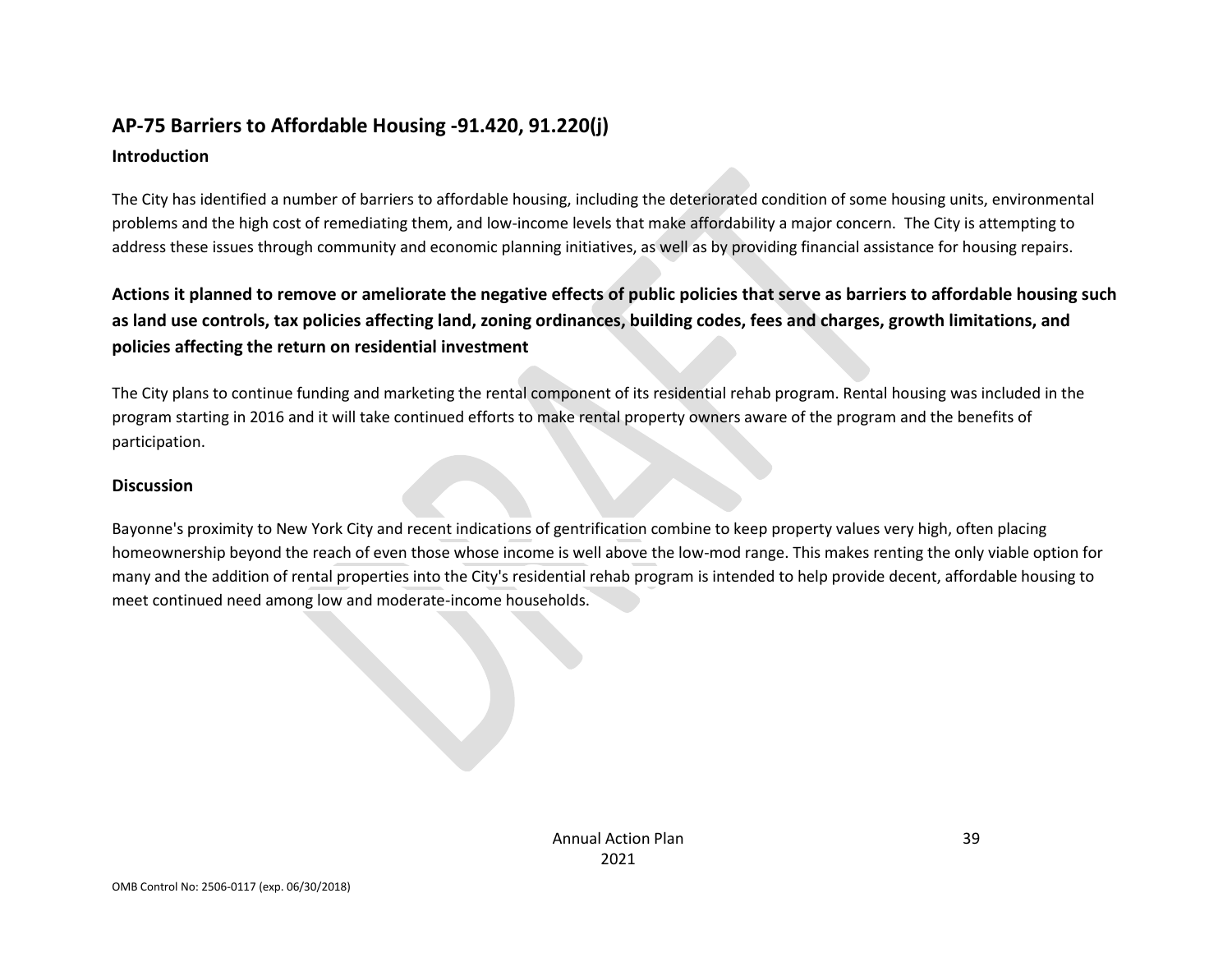## AP-75 Barriers to Affordable Housing -91.420, 91.220(j)

### Introduction

The City has identified a number of barriers to affordable housing, including the deteriorated condition of some housing units, environmental problems and the high cost of remediating them, and low-income levels that make affordability a major concern. The City is attempting to address these issues through community and economic planning initiatives, as well as by providing financial assistance for housing repairs.

### Actions it planned to remove or ameliorate the negative effects of public policies that serve as barriers to affordable housing such as land use controls, tax policies affecting land, zoning ordinances, building codes, fees and charges, growth limitations, and policies affecting the return on residential investment

The City plans to continue funding and marketing the rental component of its residential rehab program. Rental housing was included in the program starting in 2016 and it will take continued efforts to make rental property owners aware of the program and the benefits of participation.

### Discussion

Bayonne's proximity to New York City and recent indications of gentrification combine to keep property values very high, often placing homeownership beyond the reach of even those whose income is well above the low-mod range. This makes renting the only viable option for many and the addition of rental properties into the City's residential rehab program is intended to help provide decent, affordable housing to meet continued need among low and moderate-income households.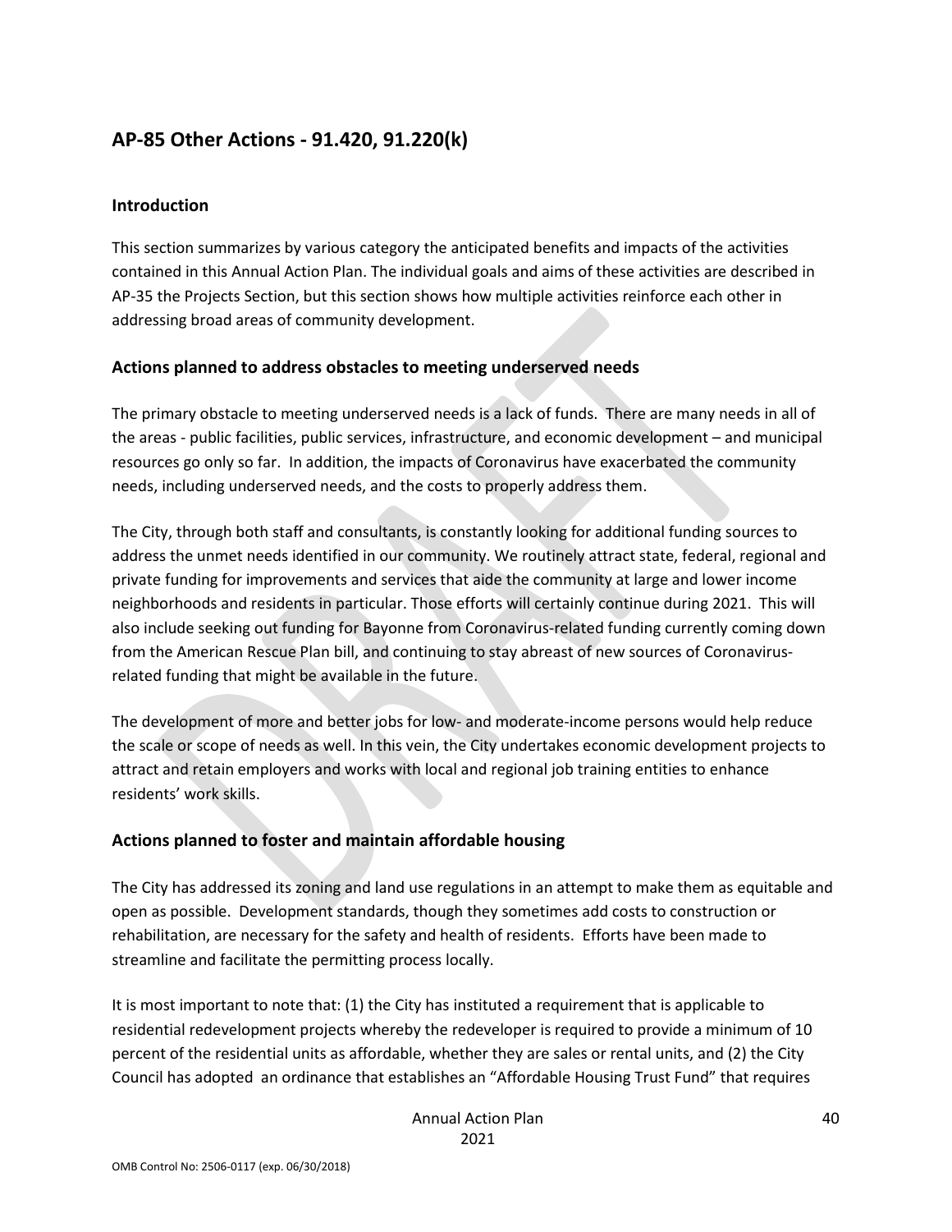## AP-85 Other Actions - 91.420, 91.220(k)

### Introduction

This section summarizes by various category the anticipated benefits and impacts of the activities contained in this Annual Action Plan. The individual goals and aims of these activities are described in AP-35 the Projects Section, but this section shows how multiple activities reinforce each other in addressing broad areas of community development.

### Actions planned to address obstacles to meeting underserved needs

The primary obstacle to meeting underserved needs is a lack of funds. There are many needs in all of the areas - public facilities, public services, infrastructure, and economic development – and municipal resources go only so far. In addition, the impacts of Coronavirus have exacerbated the community needs, including underserved needs, and the costs to properly address them.

The City, through both staff and consultants, is constantly looking for additional funding sources to address the unmet needs identified in our community. We routinely attract state, federal, regional and private funding for improvements and services that aide the community at large and lower income neighborhoods and residents in particular. Those efforts will certainly continue during 2021. This will also include seeking out funding for Bayonne from Coronavirus-related funding currently coming down from the American Rescue Plan bill, and continuing to stay abreast of new sources of Coronavirus-related funding that might be available in the future.

The development of more and better jobs for low- and moderate-income persons would help reduce the scale or scope of needs as well. In this vein, the City undertakes economic development projects to attract and retain employers and works with local and regional job training entities to enhance residents' work skills.

### Actions planned to foster and maintain affordable housing

The City has addressed its zoning and land use regulations in an attempt to make them as equitable and open as possible. Development standards, though they sometimes add costs to construction or rehabilitation, are necessary for the safety and health of residents. Efforts have been made to streamline and facilitate the permitting process locally.

It is most important to note that: (1) the City has instituted a requirement that is applicable to residential redevelopment projects whereby the redeveloper is required to provide a minimum of 10 percent of the residential units as affordable, whether they are sales or rental units, and (2) the City Council has adopted an ordinance that establishes an "Affordable Housing Trust Fund" that requires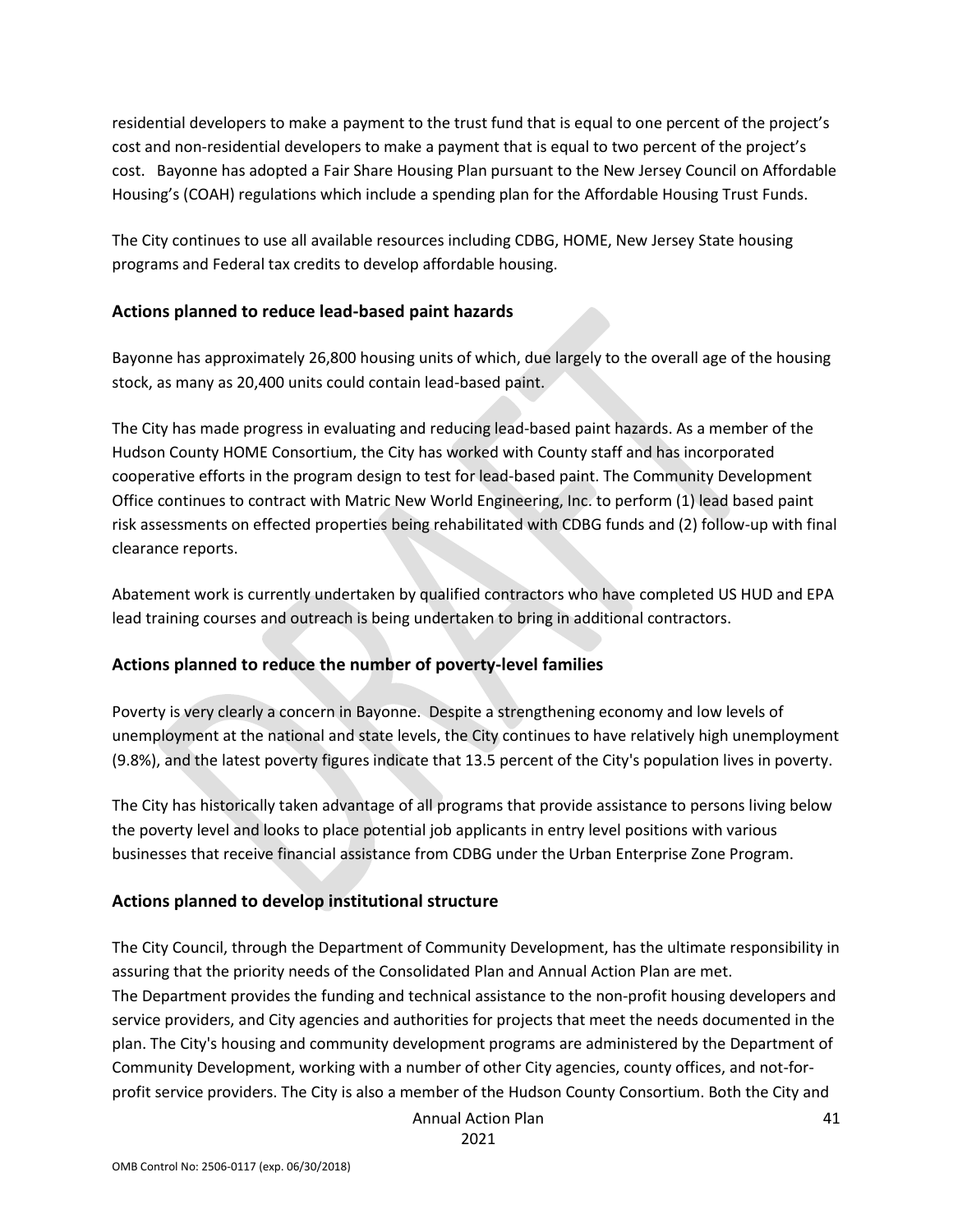residential developers to make a payment to the trust fund that is equal to one percent of the project's cost and non-residential developers to make a payment that is equal to two percent of the project's cost. Bayonne has adopted a Fair Share Housing Plan pursuant to the New Jersey Council on Affordable Housing's (COAH) regulations which include a spending plan for the Affordable Housing Trust Funds.

The City continues to use all available resources including CDBG, HOME, New Jersey State housing programs and Federal tax credits to develop affordable housing.

## Actions planned to reduce lead-based paint hazards

Bayonne has approximately 26,800 housing units of which, due largely to the overall age of the housing stock, as many as 20,400 units could contain lead-based paint.

The City has made progress in evaluating and reducing lead-based paint hazards. As a member of the Hudson County HOME Consortium, the City has worked with County staff and has incorporated cooperative efforts in the program design to test for lead-based paint. The Community Development Office continues to contract with Matric New World Engineering, Inc. to perform (1) lead based paint risk assessments on effected properties being rehabilitated with CDBG funds and (2) follow-up with final clearance reports.

Abatement work is currently undertaken by qualified contractors who have completed US HUD and EPA lead training courses and outreach is being undertaken to bring in additional contractors.

## Actions planned to reduce the number of poverty-level families

Poverty is very clearly a concern in Bayonne. Despite a strengthening economy and low levels of unemployment at the national and state levels, the City continues to have relatively high unemployment (9.8%), and the latest poverty figures indicate that 13.5 percent of the City's population lives in poverty.

The City has historically taken advantage of all programs that provide assistance to persons living below the poverty level and looks to place potential job applicants in entry level positions with various businesses that receive financial assistance from CDBG under the Urban Enterprise Zone Program.

## Actions planned to develop institutional structure

The City Council, through the Department of Community Development, has the ultimate responsibility in assuring that the priority needs of the Consolidated Plan and Annual Action Plan are met.
The Department provides the funding and technical assistance to the non-profit housing developers and service providers, and City agencies and authorities for projects that meet the needs documented in the plan. The City's housing and community development programs are administered by the Department of Community Development, working with a number of other City agencies, county offices, and not-for-profit service providers. The City is also a member of the Hudson County Consortium. Both the City and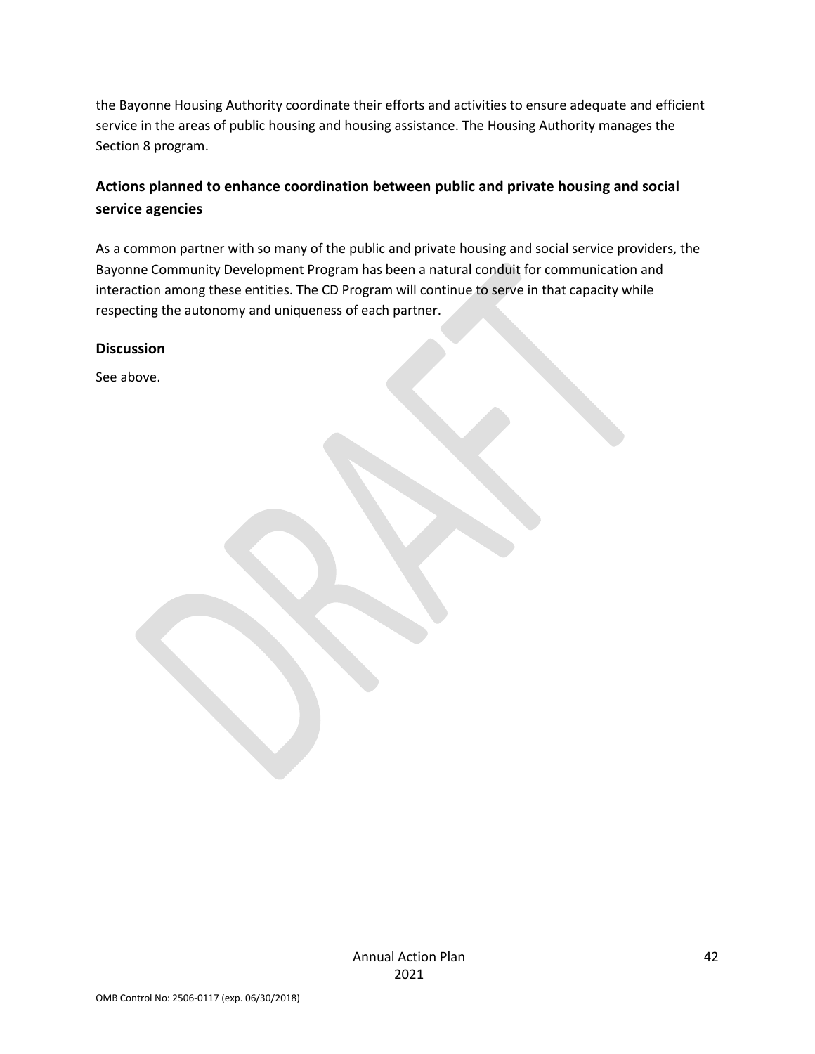the Bayonne Housing Authority coordinate their efforts and activities to ensure adequate and efficient service in the areas of public housing and housing assistance. The Housing Authority manages the Section 8 program.

## Actions planned to enhance coordination between public and private housing and social service agencies

As a common partner with so many of the public and private housing and social service providers, the Bayonne Community Development Program has been a natural conduit for communication and interaction among these entities. The CD Program will continue to serve in that capacity while respecting the autonomy and uniqueness of each partner.

## Discussion

See above.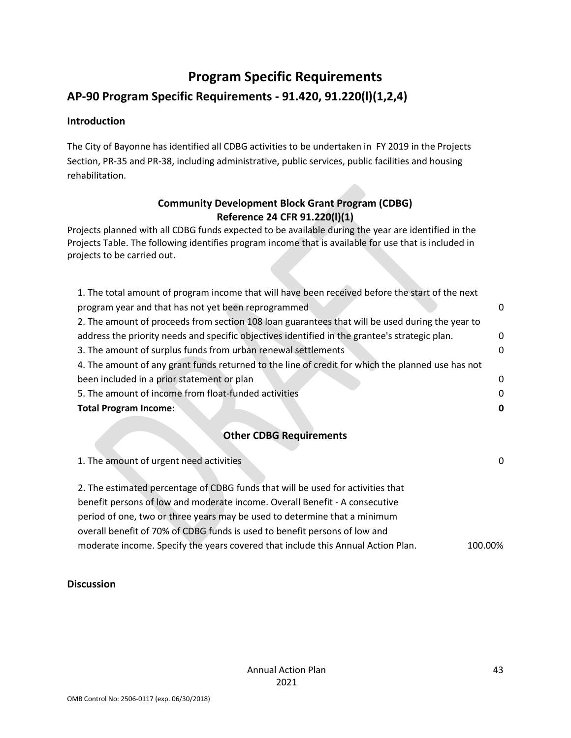# Program Specific Requirements

## AP-90 Program Specific Requirements - 91.420, 91.220(l)(1,2,4)

### Introduction

The City of Bayonne has identified all CDBG activities to be undertaken in FY 2019 in the Projects Section, PR-35 and PR-38, including administrative, public services, public facilities and housing rehabilitation.

### Community Development Block Grant Program (CDBG)
### Reference 24 CFR 91.220(l)(1)

Projects planned with all CDBG funds expected to be available during the year are identified in the Projects Table. The following identifies program income that is available for use that is included in projects to be carried out.

| | |
|---|---|
| 1. The total amount of program income that will have been received before the start of the next program year and that has not yet been reprogrammed | 0 |
| 2. The amount of proceeds from section 108 loan guarantees that will be used during the year to address the priority needs and specific objectives identified in the grantee's strategic plan. | 0 |
| 3. The amount of surplus funds from urban renewal settlements | 0 |
| 4. The amount of any grant funds returned to the line of credit for which the planned use has not been included in a prior statement or plan | 0 |
| 5. The amount of income from float-funded activities | 0 |
| **Total Program Income:** | **0** |

### Other CDBG Requirements

| | |
|---|---|
| 1. The amount of urgent need activities | 0 |
| 2. The estimated percentage of CDBG funds that will be used for activities that benefit persons of low and moderate income. Overall Benefit - A consecutive period of one, two or three years may be used to determine that a minimum overall benefit of 70% of CDBG funds is used to benefit persons of low and moderate income. Specify the years covered that include this Annual Action Plan. | 100.00% |

### Discussion